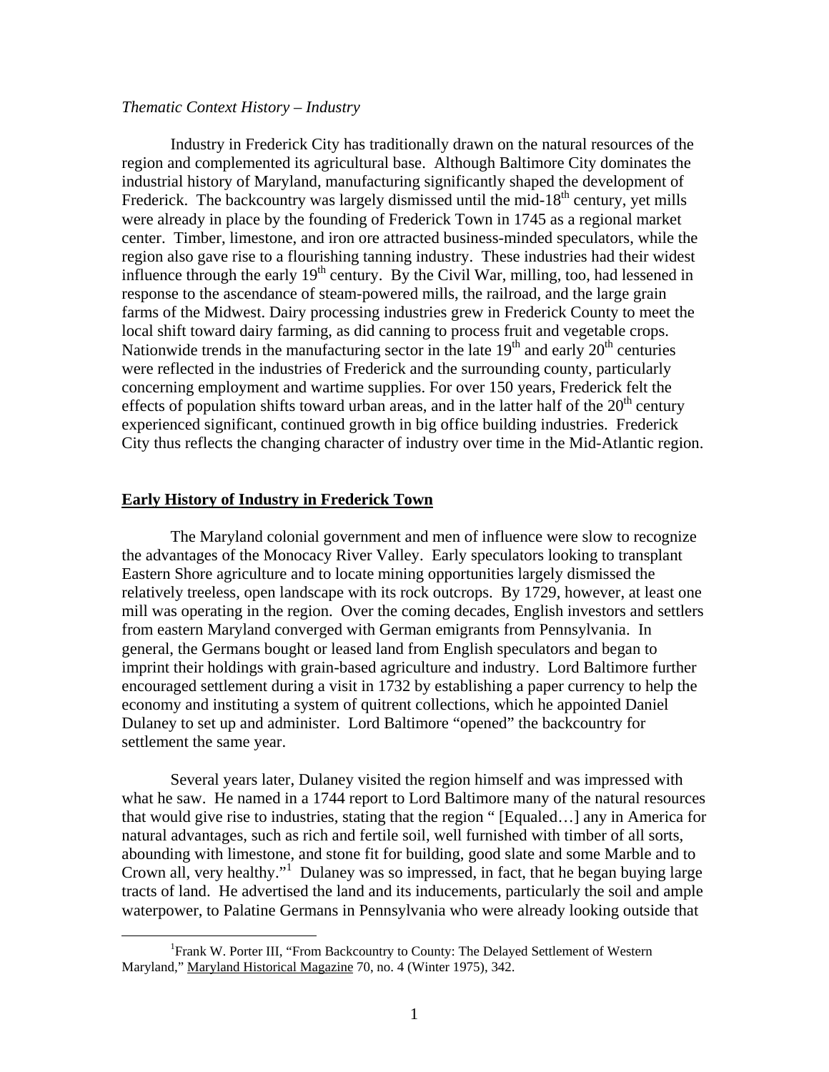*Thematic Context History – Industry*

Industry in Frederick City has traditionally drawn on the natural resources of the region and complemented its agricultural base. Although Baltimore City dominates the industrial history of Maryland, manufacturing significantly shaped the development of Frederick. The backcountry was largely dismissed until the mid-18th century, yet mills were already in place by the founding of Frederick Town in 1745 as a regional market center. Timber, limestone, and iron ore attracted business-minded speculators, while the region also gave rise to a flourishing tanning industry. These industries had their widest influence through the early 19th century. By the Civil War, milling, too, had lessened in response to the ascendance of steam-powered mills, the railroad, and the large grain farms of the Midwest. Dairy processing industries grew in Frederick County to meet the local shift toward dairy farming, as did canning to process fruit and vegetable crops. Nationwide trends in the manufacturing sector in the late 19th and early 20th centuries were reflected in the industries of Frederick and the surrounding county, particularly concerning employment and wartime supplies. For over 150 years, Frederick felt the effects of population shifts toward urban areas, and in the latter half of the 20th century experienced significant, continued growth in big office building industries. Frederick City thus reflects the changing character of industry over time in the Mid-Atlantic region.

## Early History of Industry in Frederick Town

The Maryland colonial government and men of influence were slow to recognize the advantages of the Monocacy River Valley. Early speculators looking to transplant Eastern Shore agriculture and to locate mining opportunities largely dismissed the relatively treeless, open landscape with its rock outcrops. By 1729, however, at least one mill was operating in the region. Over the coming decades, English investors and settlers from eastern Maryland converged with German emigrants from Pennsylvania. In general, the Germans bought or leased land from English speculators and began to imprint their holdings with grain-based agriculture and industry. Lord Baltimore further encouraged settlement during a visit in 1732 by establishing a paper currency to help the economy and instituting a system of quitrent collections, which he appointed Daniel Dulaney to set up and administer. Lord Baltimore "opened" the backcountry for settlement the same year.

Several years later, Dulaney visited the region himself and was impressed with what he saw. He named in a 1744 report to Lord Baltimore many of the natural resources that would give rise to industries, stating that the region " [Equaled…] any in America for natural advantages, such as rich and fertile soil, well furnished with timber of all sorts, abounding with limestone, and stone fit for building, good slate and some Marble and to Crown all, very healthy."[1] Dulaney was so impressed, in fact, that he began buying large tracts of land. He advertised the land and its inducements, particularly the soil and ample waterpower, to Palatine Germans in Pennsylvania who were already looking outside that

[1] Frank W. Porter III, "From Backcountry to County: The Delayed Settlement of Western Maryland," Maryland Historical Magazine 70, no. 4 (Winter 1975), 342.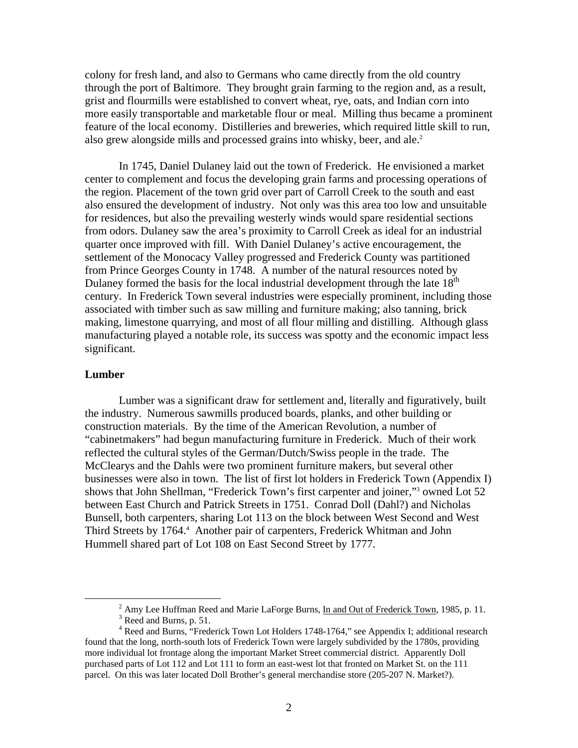colony for fresh land, and also to Germans who came directly from the old country through the port of Baltimore. They brought grain farming to the region and, as a result, grist and flourmills were established to convert wheat, rye, oats, and Indian corn into more easily transportable and marketable flour or meal. Milling thus became a prominent feature of the local economy. Distilleries and breweries, which required little skill to run, also grew alongside mills and processed grains into whisky, beer, and ale.[2]

In 1745, Daniel Dulaney laid out the town of Frederick. He envisioned a market center to complement and focus the developing grain farms and processing operations of the region. Placement of the town grid over part of Carroll Creek to the south and east also ensured the development of industry. Not only was this area too low and unsuitable for residences, but also the prevailing westerly winds would spare residential sections from odors. Dulaney saw the area's proximity to Carroll Creek as ideal for an industrial quarter once improved with fill. With Daniel Dulaney's active encouragement, the settlement of the Monocacy Valley progressed and Frederick County was partitioned from Prince Georges County in 1748. A number of the natural resources noted by Dulaney formed the basis for the local industrial development through the late 18th century. In Frederick Town several industries were especially prominent, including those associated with timber such as saw milling and furniture making; also tanning, brick making, limestone quarrying, and most of all flour milling and distilling. Although glass manufacturing played a notable role, its success was spotty and the economic impact less significant.

**Lumber**

Lumber was a significant draw for settlement and, literally and figuratively, built the industry. Numerous sawmills produced boards, planks, and other building or construction materials. By the time of the American Revolution, a number of "cabinetmakers" had begun manufacturing furniture in Frederick. Much of their work reflected the cultural styles of the German/Dutch/Swiss people in the trade. The McClearys and the Dahls were two prominent furniture makers, but several other businesses were also in town. The list of first lot holders in Frederick Town (Appendix I) shows that John Shellman, "Frederick Town's first carpenter and joiner,"[3] owned Lot 52 between East Church and Patrick Streets in 1751. Conrad Doll (Dahl?) and Nicholas Bunsell, both carpenters, sharing Lot 113 on the block between West Second and West Third Streets by 1764.[4] Another pair of carpenters, Frederick Whitman and John Hummell shared part of Lot 108 on East Second Street by 1777.

[2] Amy Lee Huffman Reed and Marie LaForge Burns, In and Out of Frederick Town, 1985, p. 11.

[3] Reed and Burns, p. 51.

[4] Reed and Burns, "Frederick Town Lot Holders 1748-1764," see Appendix I; additional research found that the long, north-south lots of Frederick Town were largely subdivided by the 1780s, providing more individual lot frontage along the important Market Street commercial district. Apparently Doll purchased parts of Lot 112 and Lot 111 to form an east-west lot that fronted on Market St. on the 111 parcel. On this was later located Doll Brother's general merchandise store (205-207 N. Market?).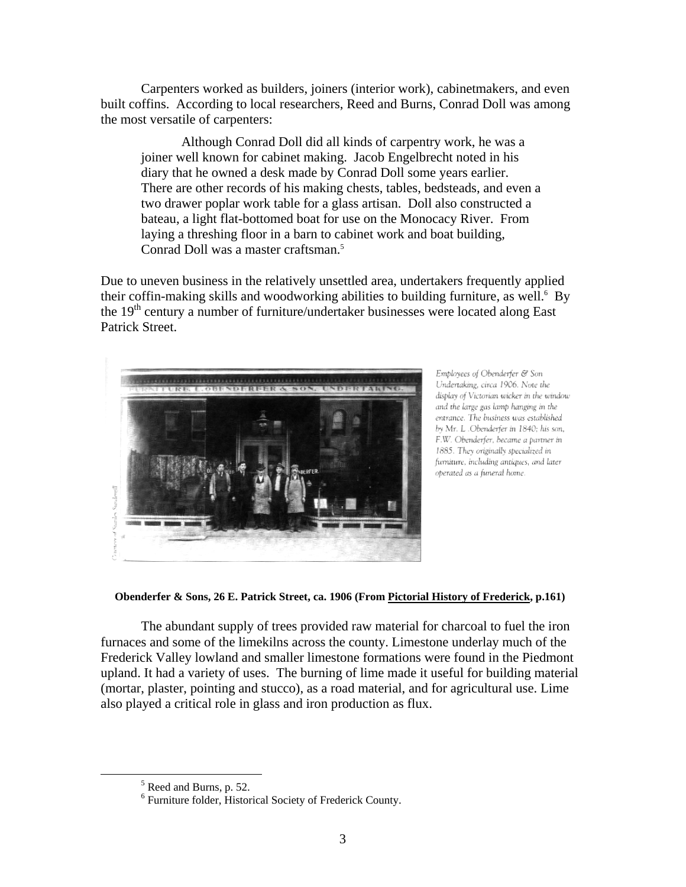Carpenters worked as builders, joiners (interior work), cabinetmakers, and even built coffins. According to local researchers, Reed and Burns, Conrad Doll was among the most versatile of carpenters:

> Although Conrad Doll did all kinds of carpentry work, he was a joiner well known for cabinet making. Jacob Engelbrecht noted in his diary that he owned a desk made by Conrad Doll some years earlier. There are other records of his making chests, tables, bedsteads, and even a two drawer poplar work table for a glass artisan. Doll also constructed a bateau, a light flat-bottomed boat for use on the Monocacy River. From laying a threshing floor in a barn to cabinet work and boat building, Conrad Doll was a master craftsman.[5]

Due to uneven business in the relatively unsettled area, undertakers frequently applied their coffin-making skills and woodworking abilities to building furniture, as well.[6] By the 19th century a number of furniture/undertaker businesses were located along East Patrick Street.

*Employees of Obenderfer & Son Undertaking, circa 1906. Note the display of Victorian wicker in the window and the large gas lamp hanging in the entrance. The business was established by Mr. L. Obenderfer in 1840; his son, F.W. Obenderfer, became a partner in 1885. They originally specialized in furniture, including antiques, and later operated as a funeral home.*

**Obenderfer & Sons, 26 E. Patrick Street, ca. 1906 (From Pictorial History of Frederick, p.161)**

The abundant supply of trees provided raw material for charcoal to fuel the iron furnaces and some of the limekilns across the county. Limestone underlay much of the Frederick Valley lowland and smaller limestone formations were found in the Piedmont upland. It had a variety of uses. The burning of lime made it useful for building material (mortar, plaster, pointing and stucco), as a road material, and for agricultural use. Lime also played a critical role in glass and iron production as flux.

---

[5] Reed and Burns, p. 52.

[6] Furniture folder, Historical Society of Frederick County.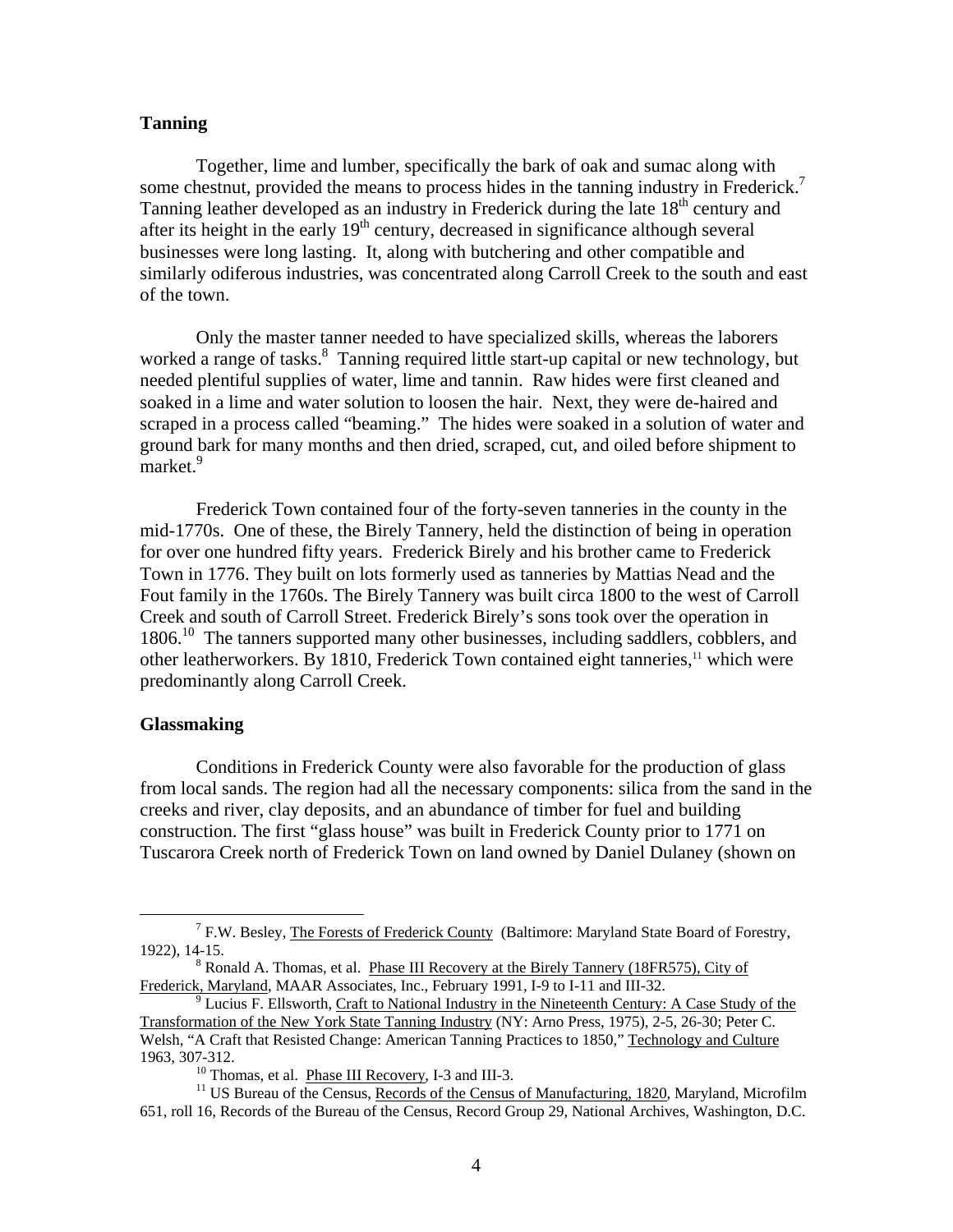## Tanning

Together, lime and lumber, specifically the bark of oak and sumac along with some chestnut, provided the means to process hides in the tanning industry in Frederick.[7] Tanning leather developed as an industry in Frederick during the late 18th century and after its height in the early 19th century, decreased in significance although several businesses were long lasting. It, along with butchering and other compatible and similarly odiferous industries, was concentrated along Carroll Creek to the south and east of the town.

Only the master tanner needed to have specialized skills, whereas the laborers worked a range of tasks.[8] Tanning required little start-up capital or new technology, but needed plentiful supplies of water, lime and tannin. Raw hides were first cleaned and soaked in a lime and water solution to loosen the hair. Next, they were de-haired and scraped in a process called "beaming." The hides were soaked in a solution of water and ground bark for many months and then dried, scraped, cut, and oiled before shipment to market.[9]

Frederick Town contained four of the forty-seven tanneries in the county in the mid-1770s. One of these, the Birely Tannery, held the distinction of being in operation for over one hundred fifty years. Frederick Birely and his brother came to Frederick Town in 1776. They built on lots formerly used as tanneries by Mattias Nead and the Fout family in the 1760s. The Birely Tannery was built circa 1800 to the west of Carroll Creek and south of Carroll Street. Frederick Birely's sons took over the operation in 1806.[10] The tanners supported many other businesses, including saddlers, cobblers, and other leatherworkers. By 1810, Frederick Town contained eight tanneries,[11] which were predominantly along Carroll Creek.

## Glassmaking

Conditions in Frederick County were also favorable for the production of glass from local sands. The region had all the necessary components: silica from the sand in the creeks and river, clay deposits, and an abundance of timber for fuel and building construction. The first "glass house" was built in Frederick County prior to 1771 on Tuscarora Creek north of Frederick Town on land owned by Daniel Dulaney (shown on

---

[7] F.W. Besley, The Forests of Frederick County (Baltimore: Maryland State Board of Forestry, 1922), 14-15.

[8] Ronald A. Thomas, et al. Phase III Recovery at the Birely Tannery (18FR575), City of Frederick, Maryland, MAAR Associates, Inc., February 1991, I-9 to I-11 and III-32.

[9] Lucius F. Ellsworth, Craft to National Industry in the Nineteenth Century: A Case Study of the Transformation of the New York State Tanning Industry (NY: Arno Press, 1975), 2-5, 26-30; Peter C. Welsh, "A Craft that Resisted Change: American Tanning Practices to 1850," Technology and Culture 1963, 307-312.

[10] Thomas, et al. Phase III Recovery, I-3 and III-3.

[11] US Bureau of the Census, Records of the Census of Manufacturing, 1820, Maryland, Microfilm 651, roll 16, Records of the Bureau of the Census, Record Group 29, National Archives, Washington, D.C.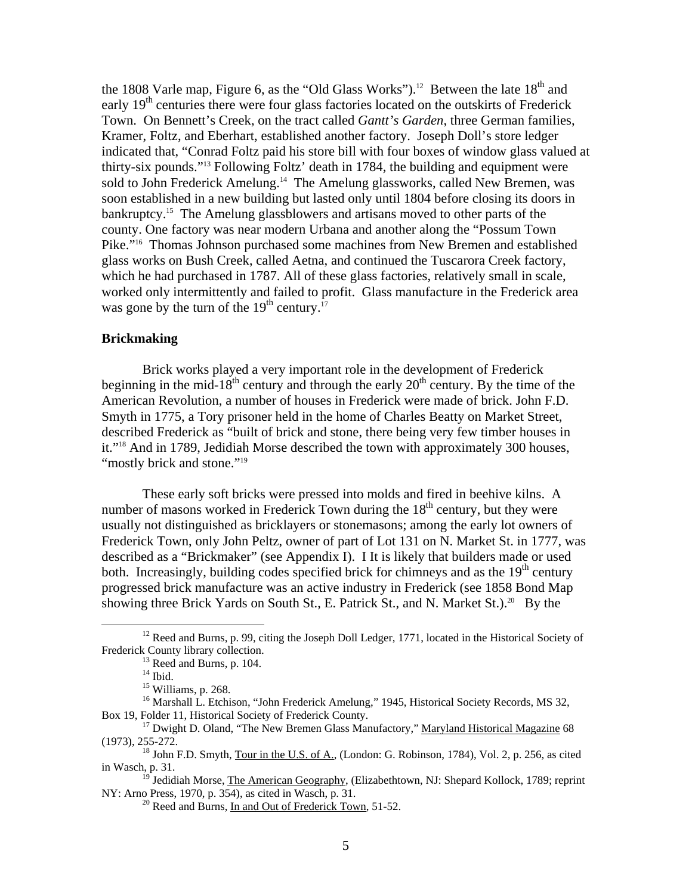the 1808 Varle map, Figure 6, as the "Old Glass Works").[12] Between the late 18th and early 19th centuries there were four glass factories located on the outskirts of Frederick Town. On Bennett's Creek, on the tract called *Gantt's Garden*, three German families, Kramer, Foltz, and Eberhart, established another factory. Joseph Doll's store ledger indicated that, "Conrad Foltz paid his store bill with four boxes of window glass valued at thirty-six pounds."[13] Following Foltz' death in 1784, the building and equipment were sold to John Frederick Amelung.[14] The Amelung glassworks, called New Bremen, was soon established in a new building but lasted only until 1804 before closing its doors in bankruptcy.[15] The Amelung glassblowers and artisans moved to other parts of the county. One factory was near modern Urbana and another along the "Possum Town Pike."[16] Thomas Johnson purchased some machines from New Bremen and established glass works on Bush Creek, called Aetna, and continued the Tuscarora Creek factory, which he had purchased in 1787. All of these glass factories, relatively small in scale, worked only intermittently and failed to profit. Glass manufacture in the Frederick area was gone by the turn of the 19th century.[17]

**Brickmaking**

Brick works played a very important role in the development of Frederick beginning in the mid-18th century and through the early 20th century. By the time of the American Revolution, a number of houses in Frederick were made of brick. John F.D. Smyth in 1775, a Tory prisoner held in the home of Charles Beatty on Market Street, described Frederick as "built of brick and stone, there being very few timber houses in it."[18] And in 1789, Jedidiah Morse described the town with approximately 300 houses, "mostly brick and stone."[19]

These early soft bricks were pressed into molds and fired in beehive kilns. A number of masons worked in Frederick Town during the 18th century, but they were usually not distinguished as bricklayers or stonemasons; among the early lot owners of Frederick Town, only John Peltz, owner of part of Lot 131 on N. Market St. in 1777, was described as a "Brickmaker" (see Appendix I). I It is likely that builders made or used both. Increasingly, building codes specified brick for chimneys and as the 19th century progressed brick manufacture was an active industry in Frederick (see 1858 Bond Map showing three Brick Yards on South St., E. Patrick St., and N. Market St.).[20] By the

---

[12] Reed and Burns, p. 99, citing the Joseph Doll Ledger, 1771, located in the Historical Society of Frederick County library collection.

[13] Reed and Burns, p. 104.

[14] Ibid.

[15] Williams, p. 268.

[16] Marshall L. Etchison, "John Frederick Amelung," 1945, Historical Society Records, MS 32, Box 19, Folder 11, Historical Society of Frederick County.

[17] Dwight D. Oland, "The New Bremen Glass Manufactory," Maryland Historical Magazine 68 (1973), 255-272.

[18] John F.D. Smyth, Tour in the U.S. of A., (London: G. Robinson, 1784), Vol. 2, p. 256, as cited in Wasch, p. 31.

[19] Jedidiah Morse, The American Geography, (Elizabethtown, NJ: Shepard Kollock, 1789; reprint NY: Arno Press, 1970, p. 354), as cited in Wasch, p. 31.

[20] Reed and Burns, In and Out of Frederick Town, 51-52.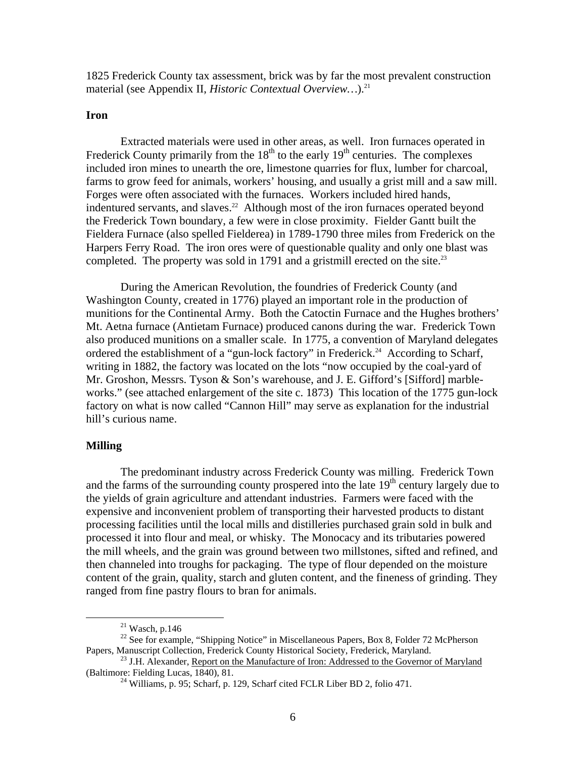1825 Frederick County tax assessment, brick was by far the most prevalent construction material (see Appendix II, *Historic Contextual Overview…*).[21]

**Iron**

Extracted materials were used in other areas, as well. Iron furnaces operated in Frederick County primarily from the 18th to the early 19th centuries. The complexes included iron mines to unearth the ore, limestone quarries for flux, lumber for charcoal, farms to grow feed for animals, workers' housing, and usually a grist mill and a saw mill. Forges were often associated with the furnaces. Workers included hired hands, indentured servants, and slaves.[22] Although most of the iron furnaces operated beyond the Frederick Town boundary, a few were in close proximity. Fielder Gantt built the Fieldera Furnace (also spelled Fielderea) in 1789-1790 three miles from Frederick on the Harpers Ferry Road. The iron ores were of questionable quality and only one blast was completed. The property was sold in 1791 and a gristmill erected on the site.[23]

During the American Revolution, the foundries of Frederick County (and Washington County, created in 1776) played an important role in the production of munitions for the Continental Army. Both the Catoctin Furnace and the Hughes brothers' Mt. Aetna furnace (Antietam Furnace) produced canons during the war. Frederick Town also produced munitions on a smaller scale. In 1775, a convention of Maryland delegates ordered the establishment of a "gun-lock factory" in Frederick.[24] According to Scharf, writing in 1882, the factory was located on the lots "now occupied by the coal-yard of Mr. Groshon, Messrs. Tyson & Son's warehouse, and J. E. Gifford's [Sifford] marble-works." (see attached enlargement of the site c. 1873) This location of the 1775 gun-lock factory on what is now called "Cannon Hill" may serve as explanation for the industrial hill's curious name.

**Milling**

The predominant industry across Frederick County was milling. Frederick Town and the farms of the surrounding county prospered into the late 19th century largely due to the yields of grain agriculture and attendant industries. Farmers were faced with the expensive and inconvenient problem of transporting their harvested products to distant processing facilities until the local mills and distilleries purchased grain sold in bulk and processed it into flour and meal, or whisky. The Monocacy and its tributaries powered the mill wheels, and the grain was ground between two millstones, sifted and refined, and then channeled into troughs for packaging. The type of flour depended on the moisture content of the grain, quality, starch and gluten content, and the fineness of grinding. They ranged from fine pastry flours to bran for animals.

---

[21] Wasch, p.146

[22] See for example, "Shipping Notice" in Miscellaneous Papers, Box 8, Folder 72 McPherson Papers, Manuscript Collection, Frederick County Historical Society, Frederick, Maryland.

[23] J.H. Alexander, Report on the Manufacture of Iron: Addressed to the Governor of Maryland (Baltimore: Fielding Lucas, 1840), 81.

[24] Williams, p. 95; Scharf, p. 129, Scharf cited FCLR Liber BD 2, folio 471.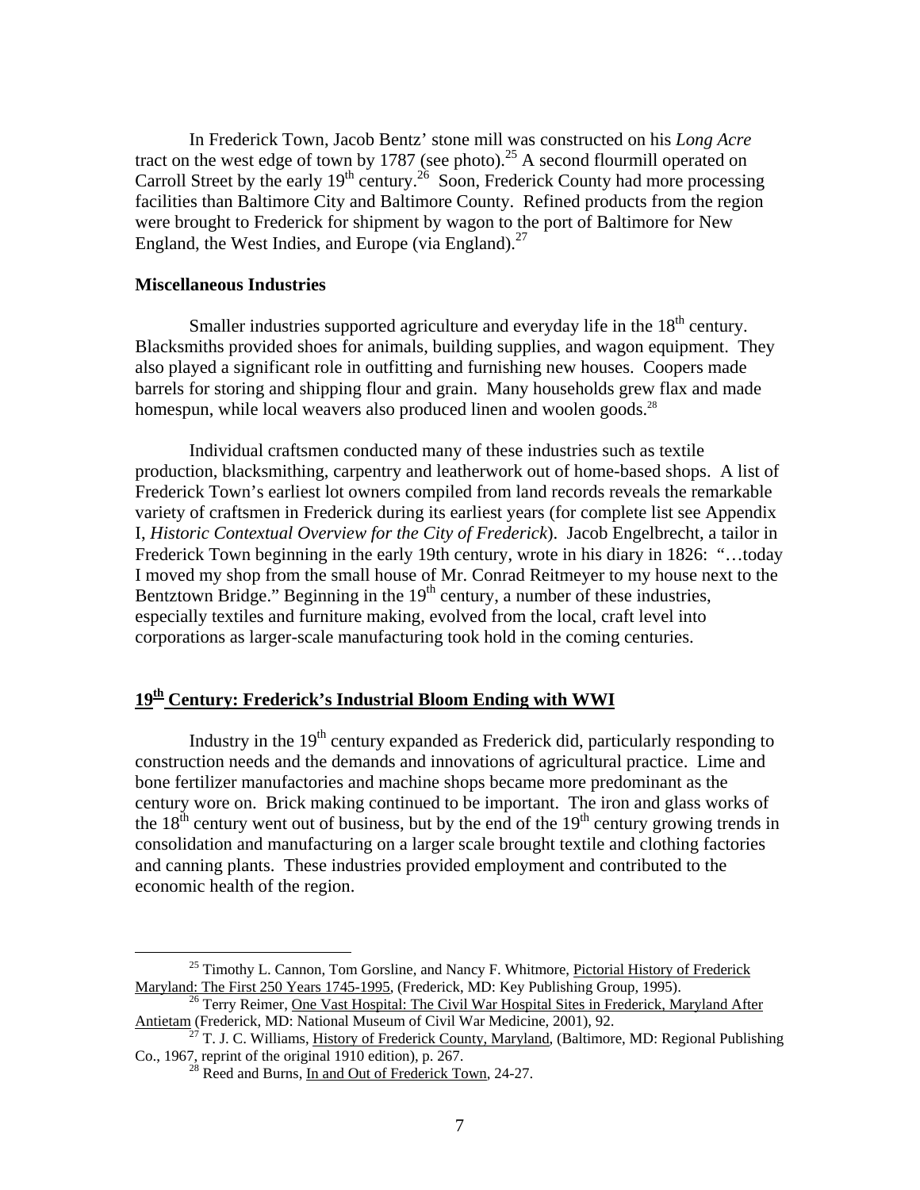In Frederick Town, Jacob Bentz' stone mill was constructed on his *Long Acre* tract on the west edge of town by 1787 (see photo).[25] A second flourmill operated on Carroll Street by the early 19th century.[26] Soon, Frederick County had more processing facilities than Baltimore City and Baltimore County. Refined products from the region were brought to Frederick for shipment by wagon to the port of Baltimore for New England, the West Indies, and Europe (via England).[27]

**Miscellaneous Industries**

Smaller industries supported agriculture and everyday life in the 18th century. Blacksmiths provided shoes for animals, building supplies, and wagon equipment. They also played a significant role in outfitting and furnishing new houses. Coopers made barrels for storing and shipping flour and grain. Many households grew flax and made homespun, while local weavers also produced linen and woolen goods.[28]

Individual craftsmen conducted many of these industries such as textile production, blacksmithing, carpentry and leatherwork out of home-based shops. A list of Frederick Town's earliest lot owners compiled from land records reveals the remarkable variety of craftsmen in Frederick during its earliest years (for complete list see Appendix I, *Historic Contextual Overview for the City of Frederick*). Jacob Engelbrecht, a tailor in Frederick Town beginning in the early 19th century, wrote in his diary in 1826: "…today I moved my shop from the small house of Mr. Conrad Reitmeyer to my house next to the Bentztown Bridge." Beginning in the 19th century, a number of these industries, especially textiles and furniture making, evolved from the local, craft level into corporations as larger-scale manufacturing took hold in the coming centuries.

## 19th Century: Frederick's Industrial Bloom Ending with WWI

Industry in the 19th century expanded as Frederick did, particularly responding to construction needs and the demands and innovations of agricultural practice. Lime and bone fertilizer manufactories and machine shops became more predominant as the century wore on. Brick making continued to be important. The iron and glass works of the 18th century went out of business, but by the end of the 19th century growing trends in consolidation and manufacturing on a larger scale brought textile and clothing factories and canning plants. These industries provided employment and contributed to the economic health of the region.

---

[25] Timothy L. Cannon, Tom Gorsline, and Nancy F. Whitmore, Pictorial History of Frederick Maryland: The First 250 Years 1745-1995, (Frederick, MD: Key Publishing Group, 1995).

[26] Terry Reimer, One Vast Hospital: The Civil War Hospital Sites in Frederick, Maryland After Antietam (Frederick, MD: National Museum of Civil War Medicine, 2001), 92.

[27] T. J. C. Williams, History of Frederick County, Maryland, (Baltimore, MD: Regional Publishing Co., 1967, reprint of the original 1910 edition), p. 267.

[28] Reed and Burns, In and Out of Frederick Town, 24-27.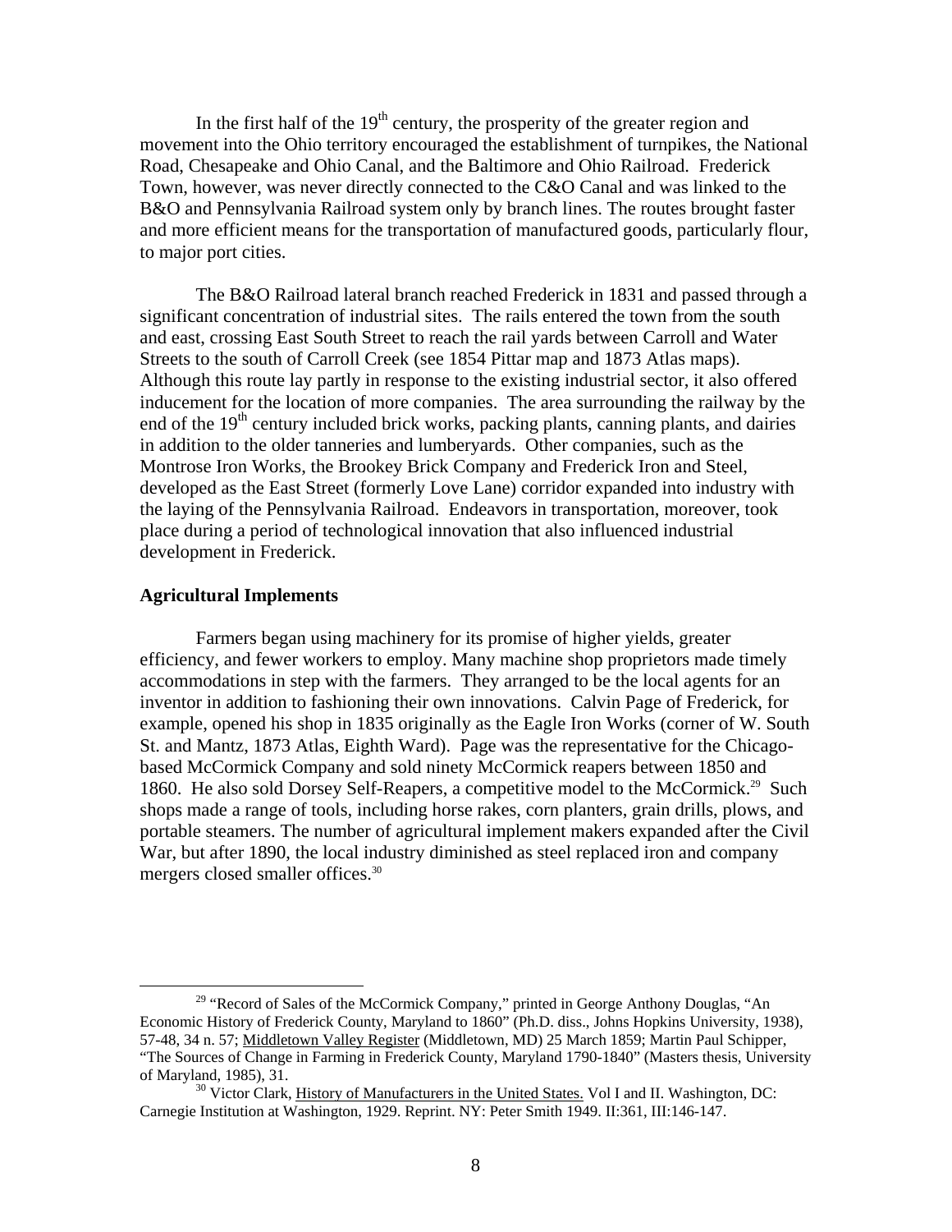In the first half of the 19th century, the prosperity of the greater region and movement into the Ohio territory encouraged the establishment of turnpikes, the National Road, Chesapeake and Ohio Canal, and the Baltimore and Ohio Railroad. Frederick Town, however, was never directly connected to the C&O Canal and was linked to the B&O and Pennsylvania Railroad system only by branch lines. The routes brought faster and more efficient means for the transportation of manufactured goods, particularly flour, to major port cities.

The B&O Railroad lateral branch reached Frederick in 1831 and passed through a significant concentration of industrial sites. The rails entered the town from the south and east, crossing East South Street to reach the rail yards between Carroll and Water Streets to the south of Carroll Creek (see 1854 Pittar map and 1873 Atlas maps). Although this route lay partly in response to the existing industrial sector, it also offered inducement for the location of more companies. The area surrounding the railway by the end of the 19th century included brick works, packing plants, canning plants, and dairies in addition to the older tanneries and lumberyards. Other companies, such as the Montrose Iron Works, the Brookey Brick Company and Frederick Iron and Steel, developed as the East Street (formerly Love Lane) corridor expanded into industry with the laying of the Pennsylvania Railroad. Endeavors in transportation, moreover, took place during a period of technological innovation that also influenced industrial development in Frederick.

**Agricultural Implements**

Farmers began using machinery for its promise of higher yields, greater efficiency, and fewer workers to employ. Many machine shop proprietors made timely accommodations in step with the farmers. They arranged to be the local agents for an inventor in addition to fashioning their own innovations. Calvin Page of Frederick, for example, opened his shop in 1835 originally as the Eagle Iron Works (corner of W. South St. and Mantz, 1873 Atlas, Eighth Ward). Page was the representative for the Chicago-based McCormick Company and sold ninety McCormick reapers between 1850 and 1860. He also sold Dorsey Self-Reapers, a competitive model to the McCormick.[29] Such shops made a range of tools, including horse rakes, corn planters, grain drills, plows, and portable steamers. The number of agricultural implement makers expanded after the Civil War, but after 1890, the local industry diminished as steel replaced iron and company mergers closed smaller offices.[30]

[29] "Record of Sales of the McCormick Company," printed in George Anthony Douglas, "An Economic History of Frederick County, Maryland to 1860" (Ph.D. diss., Johns Hopkins University, 1938), 57-48, 34 n. 57; Middletown Valley Register (Middletown, MD) 25 March 1859; Martin Paul Schipper, "The Sources of Change in Farming in Frederick County, Maryland 1790-1840" (Masters thesis, University of Maryland, 1985), 31.

[30] Victor Clark, History of Manufacturers in the United States. Vol I and II. Washington, DC: Carnegie Institution at Washington, 1929. Reprint. NY: Peter Smith 1949. II:361, III:146-147.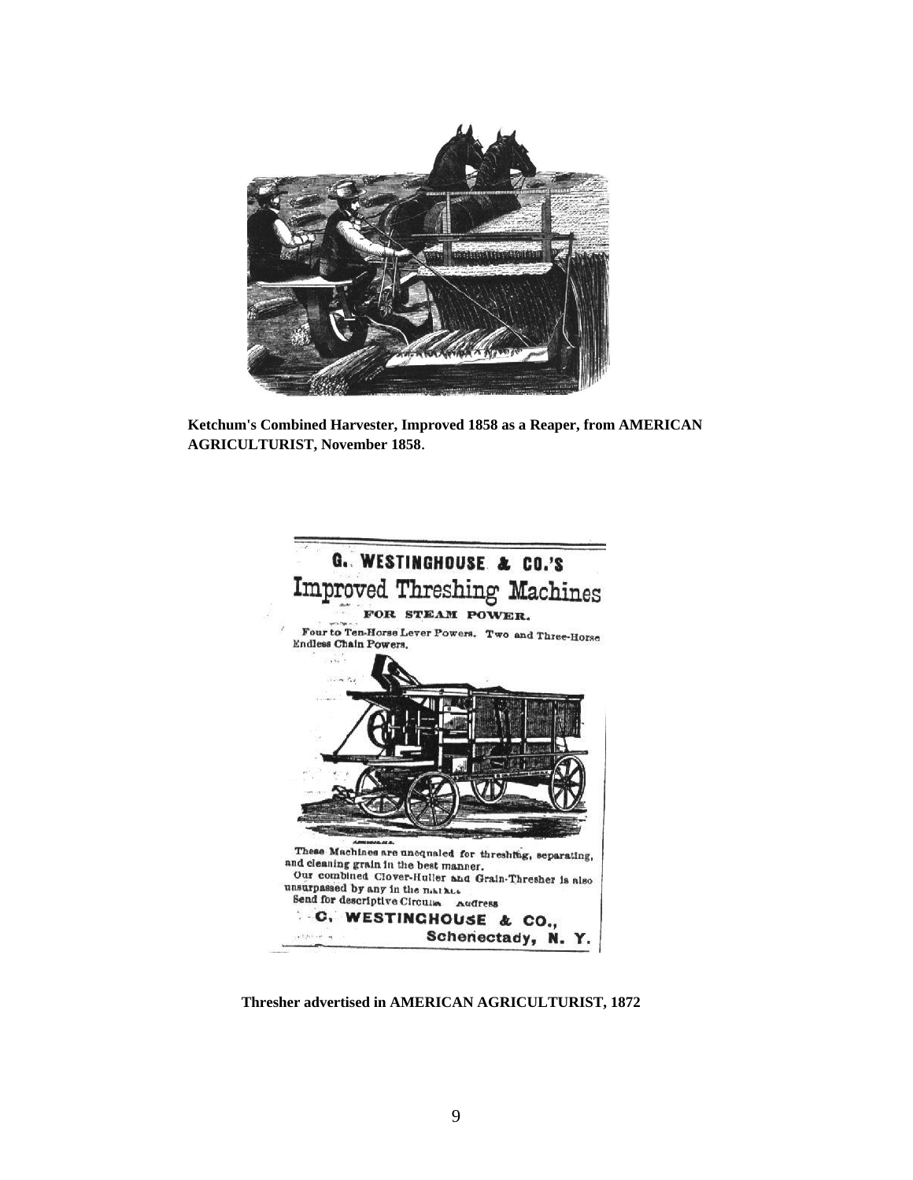**Ketchum's Combined Harvester, Improved 1858 as a Reaper, from AMERICAN AGRICULTURIST, November 1858**.

**Thresher advertised in AMERICAN AGRICULTURIST, 1872**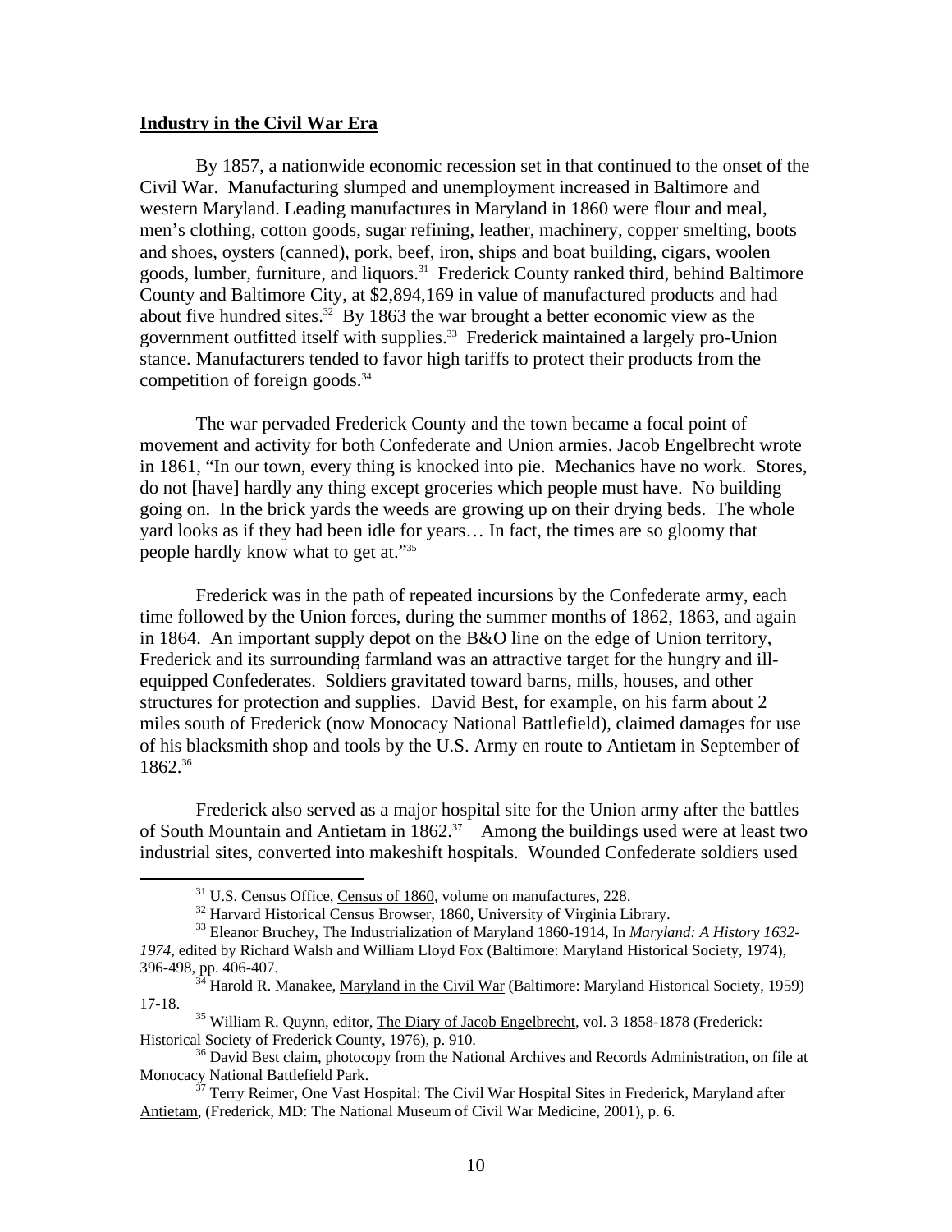**Industry in the Civil War Era**

By 1857, a nationwide economic recession set in that continued to the onset of the Civil War. Manufacturing slumped and unemployment increased in Baltimore and western Maryland. Leading manufactures in Maryland in 1860 were flour and meal, men's clothing, cotton goods, sugar refining, leather, machinery, copper smelting, boots and shoes, oysters (canned), pork, beef, iron, ships and boat building, cigars, woolen goods, lumber, furniture, and liquors.[31] Frederick County ranked third, behind Baltimore County and Baltimore City, at $2,894,169 in value of manufactured products and had about five hundred sites.[32] By 1863 the war brought a better economic view as the government outfitted itself with supplies.[33] Frederick maintained a largely pro-Union stance. Manufacturers tended to favor high tariffs to protect their products from the competition of foreign goods.[34]

The war pervaded Frederick County and the town became a focal point of movement and activity for both Confederate and Union armies. Jacob Engelbrecht wrote in 1861, "In our town, every thing is knocked into pie. Mechanics have no work. Stores, do not [have] hardly any thing except groceries which people must have. No building going on. In the brick yards the weeds are growing up on their drying beds. The whole yard looks as if they had been idle for years… In fact, the times are so gloomy that people hardly know what to get at."[35]

Frederick was in the path of repeated incursions by the Confederate army, each time followed by the Union forces, during the summer months of 1862, 1863, and again in 1864. An important supply depot on the B&O line on the edge of Union territory, Frederick and its surrounding farmland was an attractive target for the hungry and ill-equipped Confederates. Soldiers gravitated toward barns, mills, houses, and other structures for protection and supplies. David Best, for example, on his farm about 2 miles south of Frederick (now Monocacy National Battlefield), claimed damages for use of his blacksmith shop and tools by the U.S. Army en route to Antietam in September of 1862.[36]

Frederick also served as a major hospital site for the Union army after the battles of South Mountain and Antietam in 1862.[37] Among the buildings used were at least two industrial sites, converted into makeshift hospitals. Wounded Confederate soldiers used

---

[31] U.S. Census Office, Census of 1860, volume on manufactures, 228.

[32] Harvard Historical Census Browser, 1860, University of Virginia Library.

[33] Eleanor Bruchey, The Industrialization of Maryland 1860-1914, In *Maryland: A History 1632-1974*, edited by Richard Walsh and William Lloyd Fox (Baltimore: Maryland Historical Society, 1974), 396-498, pp. 406-407.

[34] Harold R. Manakee, Maryland in the Civil War (Baltimore: Maryland Historical Society, 1959) 17-18.

[35] William R. Quynn, editor, The Diary of Jacob Engelbrecht, vol. 3 1858-1878 (Frederick: Historical Society of Frederick County, 1976), p. 910.

[36] David Best claim, photocopy from the National Archives and Records Administration, on file at Monocacy National Battlefield Park.

[37] Terry Reimer, One Vast Hospital: The Civil War Hospital Sites in Frederick, Maryland after Antietam, (Frederick, MD: The National Museum of Civil War Medicine, 2001), p. 6.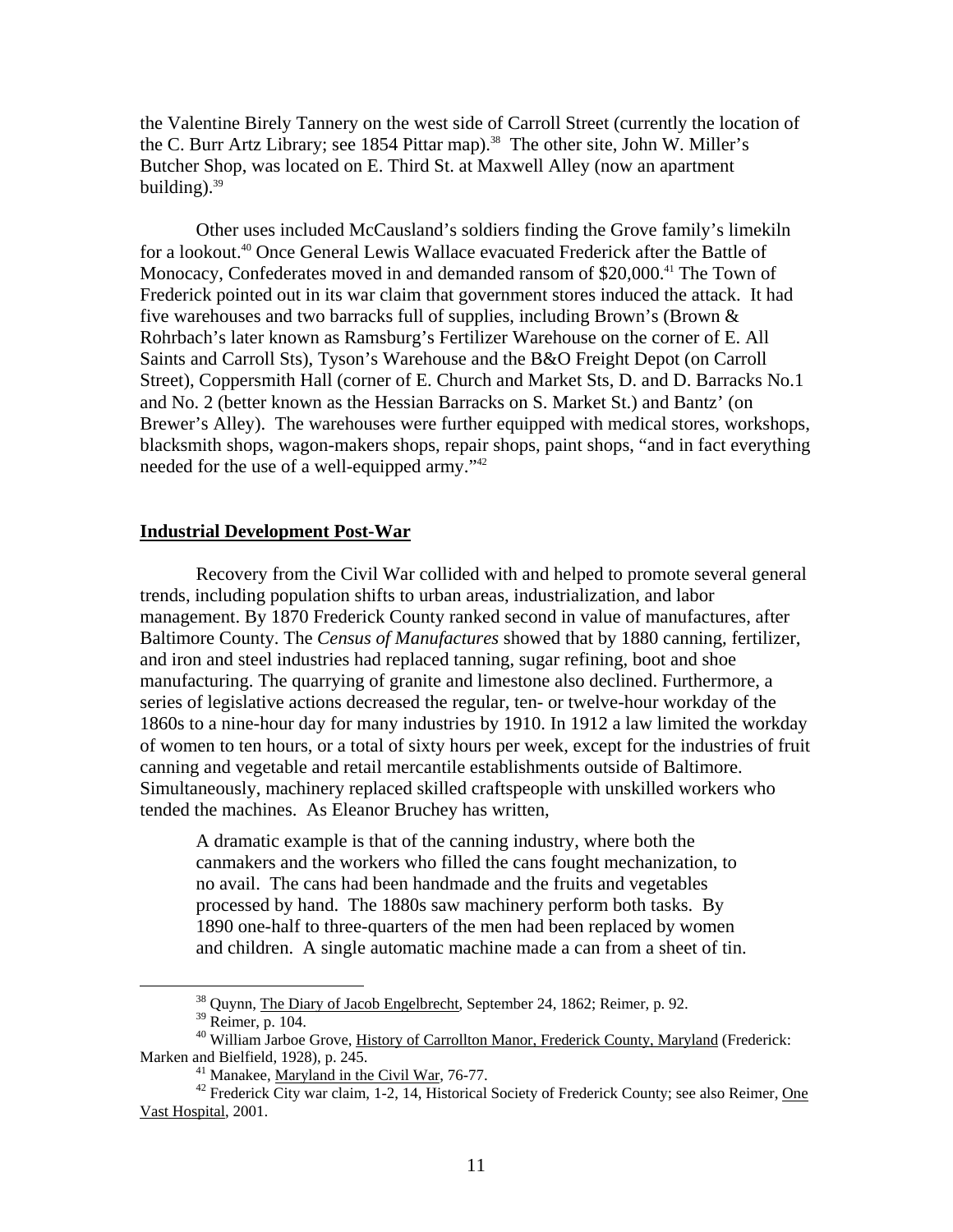the Valentine Birely Tannery on the west side of Carroll Street (currently the location of the C. Burr Artz Library; see 1854 Pittar map).[38] The other site, John W. Miller's Butcher Shop, was located on E. Third St. at Maxwell Alley (now an apartment building).[39]

Other uses included McCausland's soldiers finding the Grove family's limekiln for a lookout.[40] Once General Lewis Wallace evacuated Frederick after the Battle of Monocacy, Confederates moved in and demanded ransom of $20,000.[41] The Town of Frederick pointed out in its war claim that government stores induced the attack. It had five warehouses and two barracks full of supplies, including Brown's (Brown & Rohrbach's later known as Ramsburg's Fertilizer Warehouse on the corner of E. All Saints and Carroll Sts), Tyson's Warehouse and the B&O Freight Depot (on Carroll Street), Coppersmith Hall (corner of E. Church and Market Sts, D. and D. Barracks No.1 and No. 2 (better known as the Hessian Barracks on S. Market St.) and Bantz' (on Brewer's Alley). The warehouses were further equipped with medical stores, workshops, blacksmith shops, wagon-makers shops, repair shops, paint shops, "and in fact everything needed for the use of a well-equipped army."[42]

## **Industrial Development Post-War**

Recovery from the Civil War collided with and helped to promote several general trends, including population shifts to urban areas, industrialization, and labor management. By 1870 Frederick County ranked second in value of manufactures, after Baltimore County. The *Census of Manufactures* showed that by 1880 canning, fertilizer, and iron and steel industries had replaced tanning, sugar refining, boot and shoe manufacturing. The quarrying of granite and limestone also declined. Furthermore, a series of legislative actions decreased the regular, ten- or twelve-hour workday of the 1860s to a nine-hour day for many industries by 1910. In 1912 a law limited the workday of women to ten hours, or a total of sixty hours per week, except for the industries of fruit canning and vegetable and retail mercantile establishments outside of Baltimore. Simultaneously, machinery replaced skilled craftspeople with unskilled workers who tended the machines. As Eleanor Bruchey has written,

> A dramatic example is that of the canning industry, where both the canmakers and the workers who filled the cans fought mechanization, to no avail. The cans had been handmade and the fruits and vegetables processed by hand. The 1880s saw machinery perform both tasks. By 1890 one-half to three-quarters of the men had been replaced by women and children. A single automatic machine made a can from a sheet of tin.

---

[38] Quynn, The Diary of Jacob Engelbrecht, September 24, 1862; Reimer, p. 92.

[39] Reimer, p. 104.

[40] William Jarboe Grove, History of Carrollton Manor, Frederick County, Maryland (Frederick: Marken and Bielfield, 1928), p. 245.

[41] Manakee, Maryland in the Civil War, 76-77.

[42] Frederick City war claim, 1-2, 14, Historical Society of Frederick County; see also Reimer, One Vast Hospital, 2001.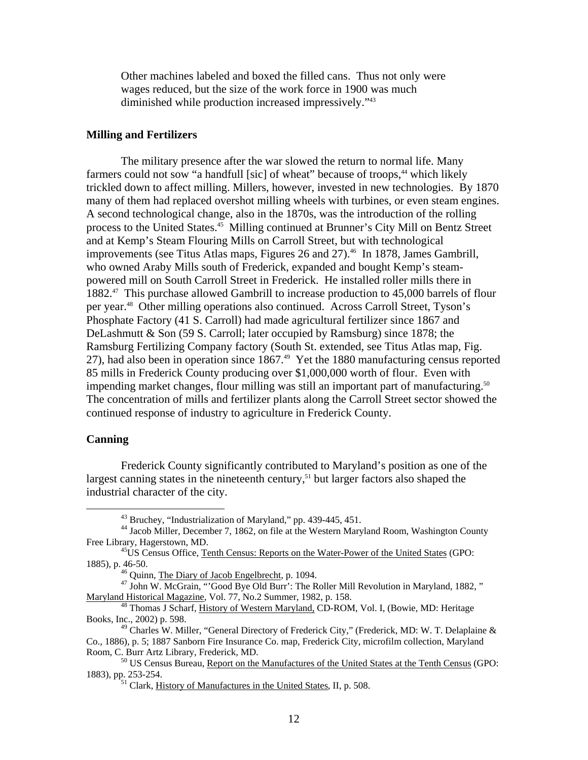> Other machines labeled and boxed the filled cans. Thus not only were wages reduced, but the size of the work force in 1900 was much diminished while production increased impressively."[43]

### Milling and Fertilizers

The military presence after the war slowed the return to normal life. Many farmers could not sow "a handfull [sic] of wheat" because of troops,[44] which likely trickled down to affect milling. Millers, however, invested in new technologies. By 1870 many of them had replaced overshot milling wheels with turbines, or even steam engines. A second technological change, also in the 1870s, was the introduction of the rolling process to the United States.[45] Milling continued at Brunner's City Mill on Bentz Street and at Kemp's Steam Flouring Mills on Carroll Street, but with technological improvements (see Titus Atlas maps, Figures 26 and 27).[46] In 1878, James Gambrill, who owned Araby Mills south of Frederick, expanded and bought Kemp's steam-powered mill on South Carroll Street in Frederick. He installed roller mills there in 1882.[47] This purchase allowed Gambrill to increase production to 45,000 barrels of flour per year.[48] Other milling operations also continued. Across Carroll Street, Tyson's Phosphate Factory (41 S. Carroll) had made agricultural fertilizer since 1867 and DeLashmutt & Son (59 S. Carroll; later occupied by Ramsburg) since 1878; the Ramsburg Fertilizing Company factory (South St. extended, see Titus Atlas map, Fig. 27), had also been in operation since 1867.[49] Yet the 1880 manufacturing census reported 85 mills in Frederick County producing over $1,000,000 worth of flour. Even with impending market changes, flour milling was still an important part of manufacturing.[50] The concentration of mills and fertilizer plants along the Carroll Street sector showed the continued response of industry to agriculture in Frederick County.

### Canning

Frederick County significantly contributed to Maryland's position as one of the largest canning states in the nineteenth century,[51] but larger factors also shaped the industrial character of the city.

---

[43] Bruchey, "Industrialization of Maryland," pp. 439-445, 451.

[44] Jacob Miller, December 7, 1862, on file at the Western Maryland Room, Washington County Free Library, Hagerstown, MD.

[45] US Census Office, Tenth Census: Reports on the Water-Power of the United States (GPO: 1885), p. 46-50.

[46] Quinn, The Diary of Jacob Engelbrecht, p. 1094.

[47] John W. McGrain, "'Good Bye Old Burr': The Roller Mill Revolution in Maryland, 1882, " Maryland Historical Magazine, Vol. 77, No.2 Summer, 1982, p. 158.

[48] Thomas J Scharf, History of Western Maryland, CD-ROM, Vol. I, (Bowie, MD: Heritage Books, Inc., 2002) p. 598.

[49] Charles W. Miller, "General Directory of Frederick City," (Frederick, MD: W. T. Delaplaine & Co., 1886), p. 5; 1887 Sanborn Fire Insurance Co. map, Frederick City, microfilm collection, Maryland Room, C. Burr Artz Library, Frederick, MD.

[50] US Census Bureau, Report on the Manufactures of the United States at the Tenth Census (GPO: 1883), pp. 253-254.

[51] Clark, History of Manufactures in the United States, II, p. 508.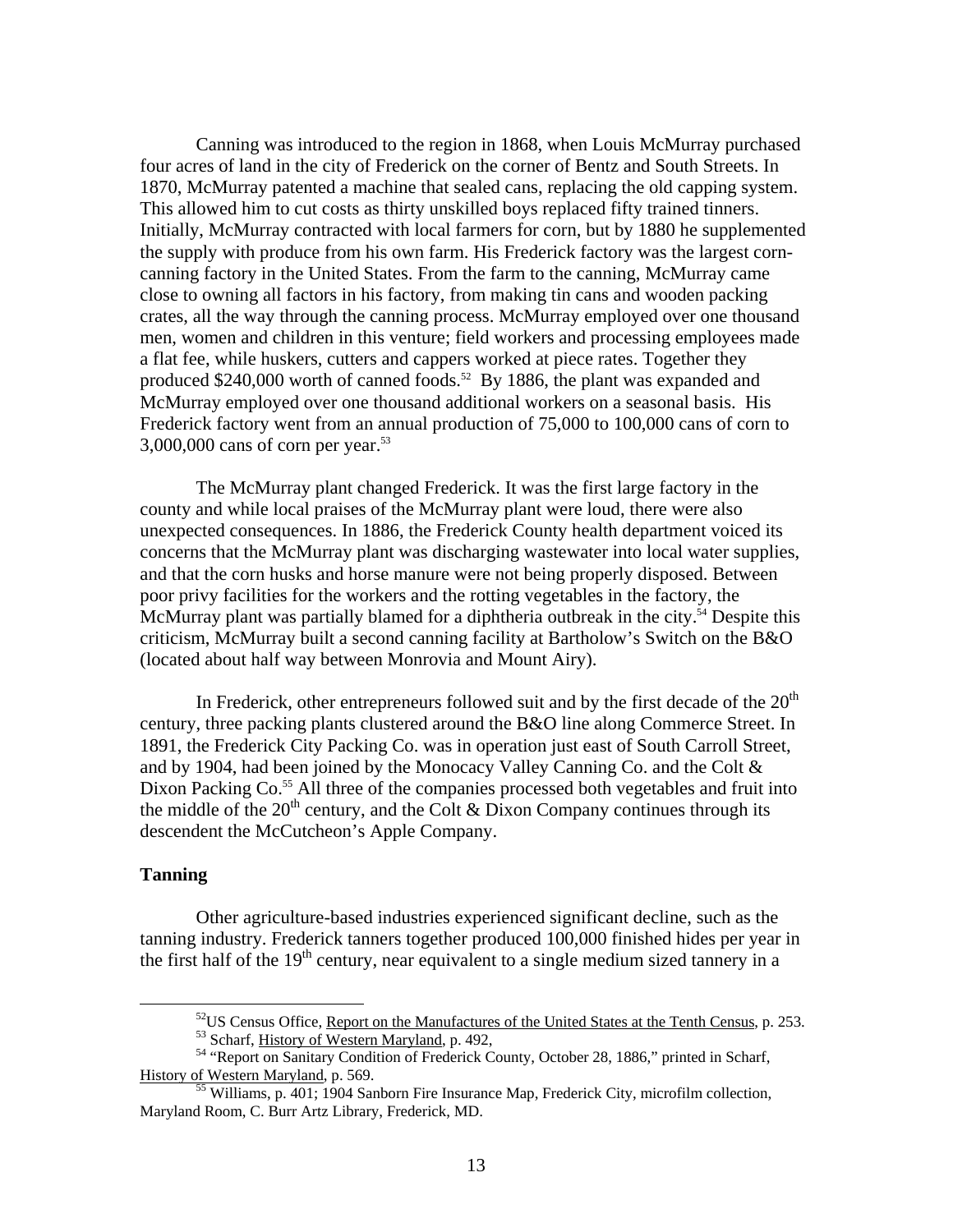Canning was introduced to the region in 1868, when Louis McMurray purchased four acres of land in the city of Frederick on the corner of Bentz and South Streets. In 1870, McMurray patented a machine that sealed cans, replacing the old capping system. This allowed him to cut costs as thirty unskilled boys replaced fifty trained tinners. Initially, McMurray contracted with local farmers for corn, but by 1880 he supplemented the supply with produce from his own farm. His Frederick factory was the largest corn-canning factory in the United States. From the farm to the canning, McMurray came close to owning all factors in his factory, from making tin cans and wooden packing crates, all the way through the canning process. McMurray employed over one thousand men, women and children in this venture; field workers and processing employees made a flat fee, while huskers, cutters and cappers worked at piece rates. Together they produced $240,000 worth of canned foods.[52] By 1886, the plant was expanded and McMurray employed over one thousand additional workers on a seasonal basis. His Frederick factory went from an annual production of 75,000 to 100,000 cans of corn to 3,000,000 cans of corn per year.[53]

The McMurray plant changed Frederick. It was the first large factory in the county and while local praises of the McMurray plant were loud, there were also unexpected consequences. In 1886, the Frederick County health department voiced its concerns that the McMurray plant was discharging wastewater into local water supplies, and that the corn husks and horse manure were not being properly disposed. Between poor privy facilities for the workers and the rotting vegetables in the factory, the McMurray plant was partially blamed for a diphtheria outbreak in the city.[54] Despite this criticism, McMurray built a second canning facility at Bartholow's Switch on the B&O (located about half way between Monrovia and Mount Airy).

In Frederick, other entrepreneurs followed suit and by the first decade of the 20th century, three packing plants clustered around the B&O line along Commerce Street. In 1891, the Frederick City Packing Co. was in operation just east of South Carroll Street, and by 1904, had been joined by the Monocacy Valley Canning Co. and the Colt & Dixon Packing Co.[55] All three of the companies processed both vegetables and fruit into the middle of the 20th century, and the Colt & Dixon Company continues through its descendent the McCutcheon's Apple Company.

### Tanning

Other agriculture-based industries experienced significant decline, such as the tanning industry. Frederick tanners together produced 100,000 finished hides per year in the first half of the 19th century, near equivalent to a single medium sized tannery in a

---

[52] US Census Office, Report on the Manufactures of the United States at the Tenth Census, p. 253.

[53] Scharf, History of Western Maryland, p. 492,

[54] "Report on Sanitary Condition of Frederick County, October 28, 1886," printed in Scharf, History of Western Maryland, p. 569.

[55] Williams, p. 401; 1904 Sanborn Fire Insurance Map, Frederick City, microfilm collection, Maryland Room, C. Burr Artz Library, Frederick, MD.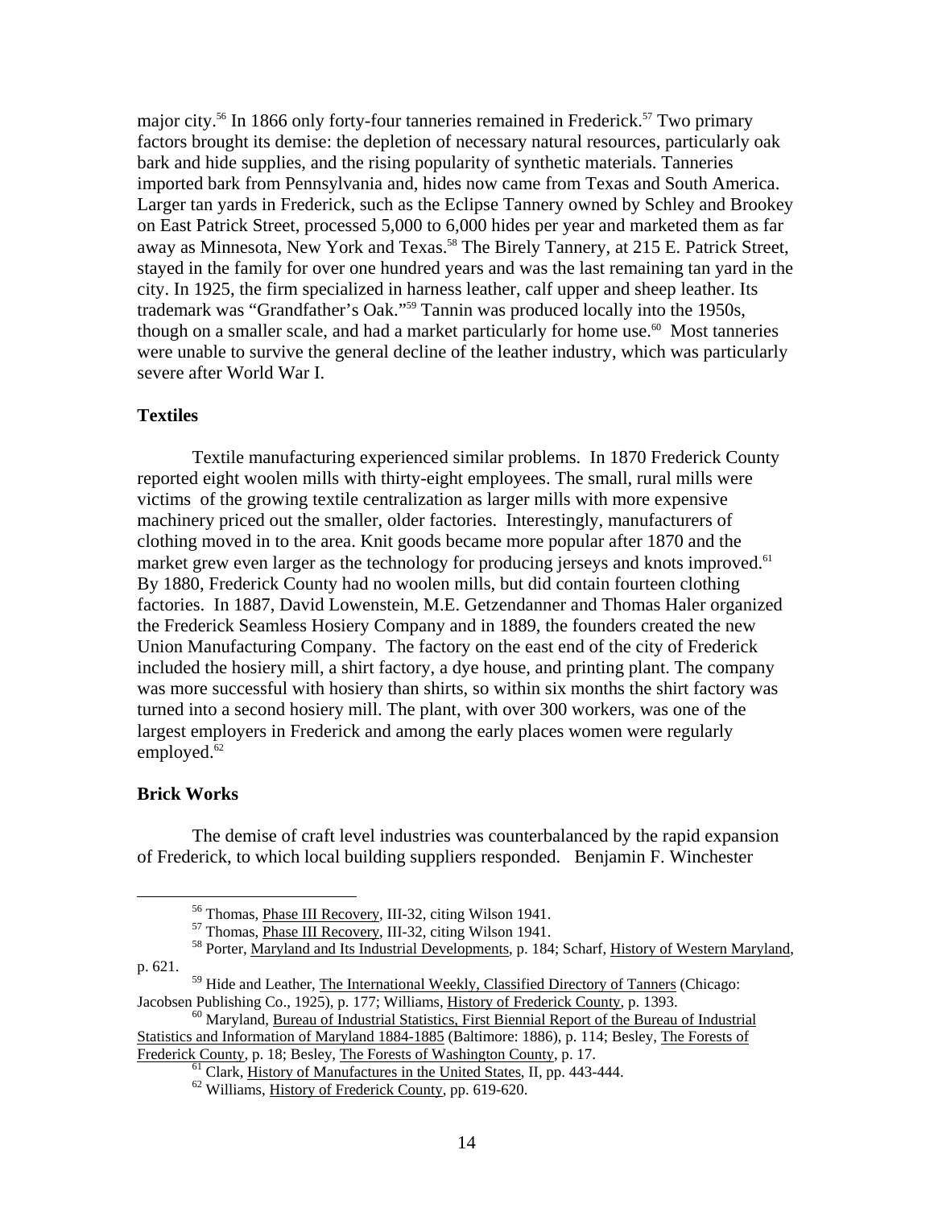major city.[56] In 1866 only forty-four tanneries remained in Frederick.[57] Two primary factors brought its demise: the depletion of necessary natural resources, particularly oak bark and hide supplies, and the rising popularity of synthetic materials. Tanneries imported bark from Pennsylvania and, hides now came from Texas and South America. Larger tan yards in Frederick, such as the Eclipse Tannery owned by Schley and Brookey on East Patrick Street, processed 5,000 to 6,000 hides per year and marketed them as far away as Minnesota, New York and Texas.[58] The Birely Tannery, at 215 E. Patrick Street, stayed in the family for over one hundred years and was the last remaining tan yard in the city. In 1925, the firm specialized in harness leather, calf upper and sheep leather. Its trademark was "Grandfather's Oak."[59] Tannin was produced locally into the 1950s, though on a smaller scale, and had a market particularly for home use.[60] Most tanneries were unable to survive the general decline of the leather industry, which was particularly severe after World War I.

### Textiles

Textile manufacturing experienced similar problems. In 1870 Frederick County reported eight woolen mills with thirty-eight employees. The small, rural mills were victims of the growing textile centralization as larger mills with more expensive machinery priced out the smaller, older factories. Interestingly, manufacturers of clothing moved in to the area. Knit goods became more popular after 1870 and the market grew even larger as the technology for producing jerseys and knots improved.[61] By 1880, Frederick County had no woolen mills, but did contain fourteen clothing factories. In 1887, David Lowenstein, M.E. Getzendanner and Thomas Haler organized the Frederick Seamless Hosiery Company and in 1889, the founders created the new Union Manufacturing Company. The factory on the east end of the city of Frederick included the hosiery mill, a shirt factory, a dye house, and printing plant. The company was more successful with hosiery than shirts, so within six months the shirt factory was turned into a second hosiery mill. The plant, with over 300 workers, was one of the largest employers in Frederick and among the early places women were regularly employed.[62]

### Brick Works

The demise of craft level industries was counterbalanced by the rapid expansion of Frederick, to which local building suppliers responded. Benjamin F. Winchester

---

[56] Thomas, Phase III Recovery, III-32, citing Wilson 1941.

[57] Thomas, Phase III Recovery, III-32, citing Wilson 1941.

[58] Porter, Maryland and Its Industrial Developments, p. 184; Scharf, History of Western Maryland, p. 621.

[59] Hide and Leather, The International Weekly, Classified Directory of Tanners (Chicago: Jacobsen Publishing Co., 1925), p. 177; Williams, History of Frederick County, p. 1393.

[60] Maryland, Bureau of Industrial Statistics, First Biennial Report of the Bureau of Industrial Statistics and Information of Maryland 1884-1885 (Baltimore: 1886), p. 114; Besley, The Forests of Frederick County, p. 18; Besley, The Forests of Washington County, p. 17.

[61] Clark, History of Manufactures in the United States, II, pp. 443-444.

[62] Williams, History of Frederick County, pp. 619-620.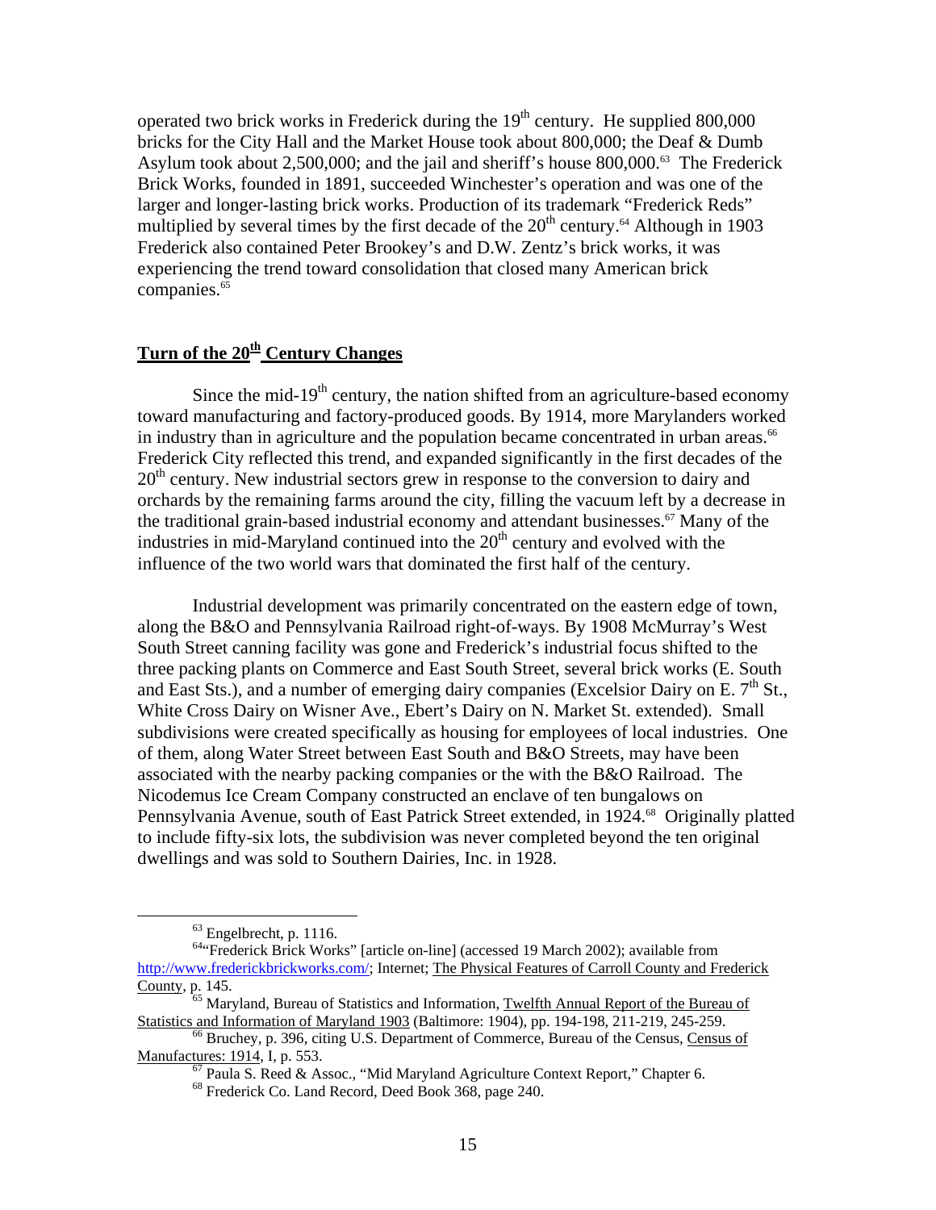operated two brick works in Frederick during the 19th century. He supplied 800,000 bricks for the City Hall and the Market House took about 800,000; the Deaf & Dumb Asylum took about 2,500,000; and the jail and sheriff's house 800,000.[63] The Frederick Brick Works, founded in 1891, succeeded Winchester's operation and was one of the larger and longer-lasting brick works. Production of its trademark "Frederick Reds" multiplied by several times by the first decade of the 20th century.[64] Although in 1903 Frederick also contained Peter Brookey's and D.W. Zentz's brick works, it was experiencing the trend toward consolidation that closed many American brick companies.[65]

## Turn of the 20th Century Changes

Since the mid-19th century, the nation shifted from an agriculture-based economy toward manufacturing and factory-produced goods. By 1914, more Marylanders worked in industry than in agriculture and the population became concentrated in urban areas.[66] Frederick City reflected this trend, and expanded significantly in the first decades of the 20th century. New industrial sectors grew in response to the conversion to dairy and orchards by the remaining farms around the city, filling the vacuum left by a decrease in the traditional grain-based industrial economy and attendant businesses.[67] Many of the industries in mid-Maryland continued into the 20th century and evolved with the influence of the two world wars that dominated the first half of the century.

Industrial development was primarily concentrated on the eastern edge of town, along the B&O and Pennsylvania Railroad right-of-ways. By 1908 McMurray's West South Street canning facility was gone and Frederick's industrial focus shifted to the three packing plants on Commerce and East South Street, several brick works (E. South and East Sts.), and a number of emerging dairy companies (Excelsior Dairy on E. 7th St., White Cross Dairy on Wisner Ave., Ebert's Dairy on N. Market St. extended). Small subdivisions were created specifically as housing for employees of local industries. One of them, along Water Street between East South and B&O Streets, may have been associated with the nearby packing companies or the with the B&O Railroad. The Nicodemus Ice Cream Company constructed an enclave of ten bungalows on Pennsylvania Avenue, south of East Patrick Street extended, in 1924.[68] Originally platted to include fifty-six lots, the subdivision was never completed beyond the ten original dwellings and was sold to Southern Dairies, Inc. in 1928.

---

[63] Engelbrecht, p. 1116.

[64] "Frederick Brick Works" [article on-line] (accessed 19 March 2002); available from http://www.frederickbrickworks.com/; Internet; The Physical Features of Carroll County and Frederick County, p. 145.

[65] Maryland, Bureau of Statistics and Information, Twelfth Annual Report of the Bureau of Statistics and Information of Maryland 1903 (Baltimore: 1904), pp. 194-198, 211-219, 245-259.

[66] Bruchey, p. 396, citing U.S. Department of Commerce, Bureau of the Census, Census of Manufactures: 1914, I, p. 553.

[67] Paula S. Reed & Assoc., "Mid Maryland Agriculture Context Report," Chapter 6.

[68] Frederick Co. Land Record, Deed Book 368, page 240.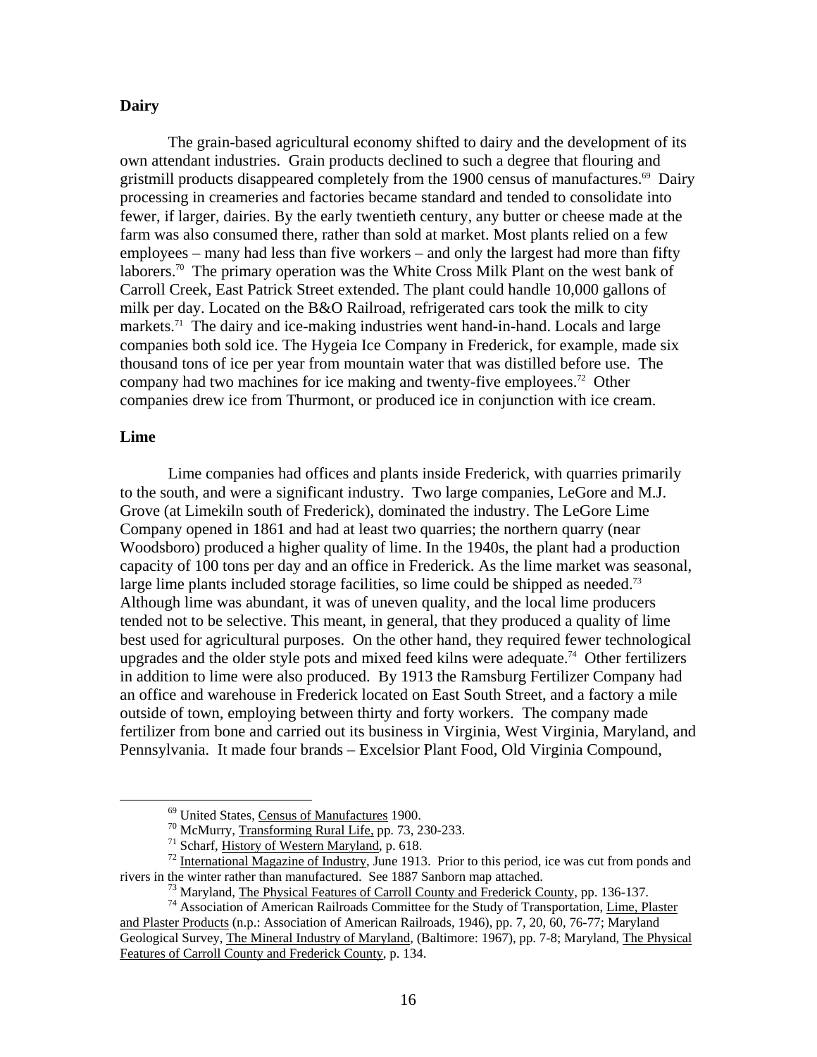**Dairy**

The grain-based agricultural economy shifted to dairy and the development of its own attendant industries. Grain products declined to such a degree that flouring and gristmill products disappeared completely from the 1900 census of manufactures.[69] Dairy processing in creameries and factories became standard and tended to consolidate into fewer, if larger, dairies. By the early twentieth century, any butter or cheese made at the farm was also consumed there, rather than sold at market. Most plants relied on a few employees – many had less than five workers – and only the largest had more than fifty laborers.[70] The primary operation was the White Cross Milk Plant on the west bank of Carroll Creek, East Patrick Street extended. The plant could handle 10,000 gallons of milk per day. Located on the B&O Railroad, refrigerated cars took the milk to city markets.[71] The dairy and ice-making industries went hand-in-hand. Locals and large companies both sold ice. The Hygeia Ice Company in Frederick, for example, made six thousand tons of ice per year from mountain water that was distilled before use. The company had two machines for ice making and twenty-five employees.[72] Other companies drew ice from Thurmont, or produced ice in conjunction with ice cream.

**Lime**

Lime companies had offices and plants inside Frederick, with quarries primarily to the south, and were a significant industry. Two large companies, LeGore and M.J. Grove (at Limekiln south of Frederick), dominated the industry. The LeGore Lime Company opened in 1861 and had at least two quarries; the northern quarry (near Woodsboro) produced a higher quality of lime. In the 1940s, the plant had a production capacity of 100 tons per day and an office in Frederick. As the lime market was seasonal, large lime plants included storage facilities, so lime could be shipped as needed.[73] Although lime was abundant, it was of uneven quality, and the local lime producers tended not to be selective. This meant, in general, that they produced a quality of lime best used for agricultural purposes. On the other hand, they required fewer technological upgrades and the older style pots and mixed feed kilns were adequate.[74] Other fertilizers in addition to lime were also produced. By 1913 the Ramsburg Fertilizer Company had an office and warehouse in Frederick located on East South Street, and a factory a mile outside of town, employing between thirty and forty workers. The company made fertilizer from bone and carried out its business in Virginia, West Virginia, Maryland, and Pennsylvania. It made four brands – Excelsior Plant Food, Old Virginia Compound,

---

[69] United States, Census of Manufactures 1900.

[70] McMurry, Transforming Rural Life, pp. 73, 230-233.

[71] Scharf, History of Western Maryland, p. 618.

[72] International Magazine of Industry, June 1913. Prior to this period, ice was cut from ponds and rivers in the winter rather than manufactured. See 1887 Sanborn map attached.

[73] Maryland, The Physical Features of Carroll County and Frederick County, pp. 136-137.

[74] Association of American Railroads Committee for the Study of Transportation, Lime, Plaster and Plaster Products (n.p.: Association of American Railroads, 1946), pp. 7, 20, 60, 76-77; Maryland Geological Survey, The Mineral Industry of Maryland, (Baltimore: 1967), pp. 7-8; Maryland, The Physical Features of Carroll County and Frederick County, p. 134.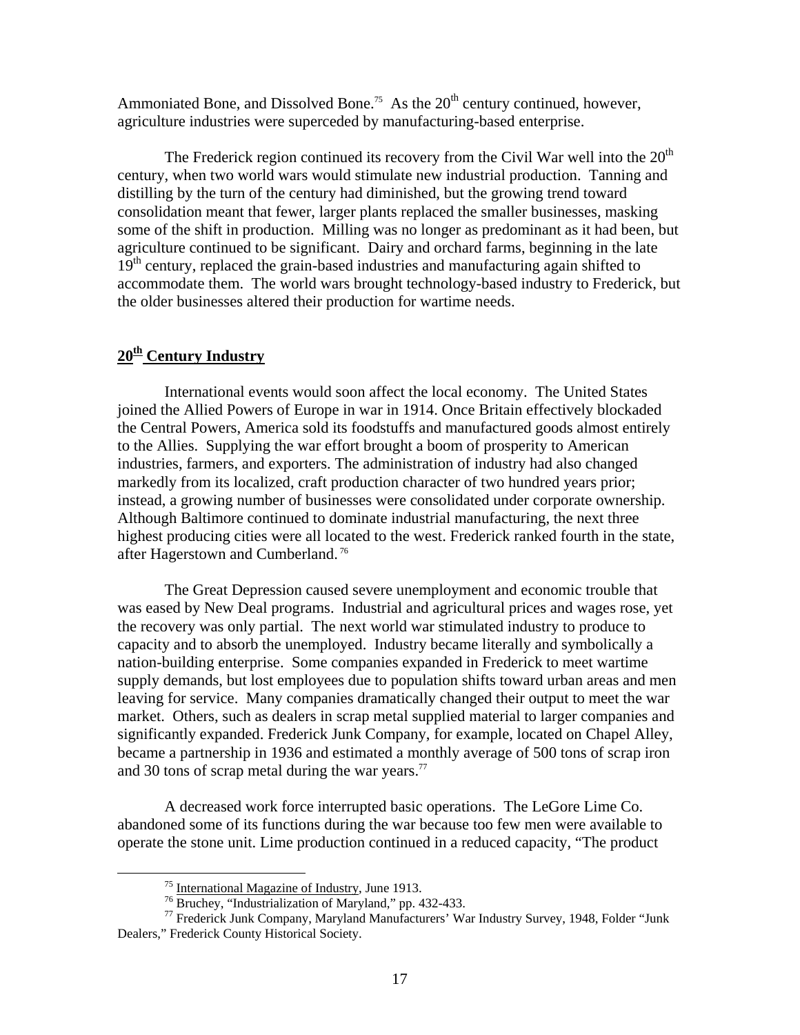Ammoniated Bone, and Dissolved Bone.[75] As the 20th century continued, however, agriculture industries were superceded by manufacturing-based enterprise.

The Frederick region continued its recovery from the Civil War well into the 20th century, when two world wars would stimulate new industrial production. Tanning and distilling by the turn of the century had diminished, but the growing trend toward consolidation meant that fewer, larger plants replaced the smaller businesses, masking some of the shift in production. Milling was no longer as predominant as it had been, but agriculture continued to be significant. Dairy and orchard farms, beginning in the late 19th century, replaced the grain-based industries and manufacturing again shifted to accommodate them. The world wars brought technology-based industry to Frederick, but the older businesses altered their production for wartime needs.

## 20th Century Industry

International events would soon affect the local economy. The United States joined the Allied Powers of Europe in war in 1914. Once Britain effectively blockaded the Central Powers, America sold its foodstuffs and manufactured goods almost entirely to the Allies. Supplying the war effort brought a boom of prosperity to American industries, farmers, and exporters. The administration of industry had also changed markedly from its localized, craft production character of two hundred years prior; instead, a growing number of businesses were consolidated under corporate ownership. Although Baltimore continued to dominate industrial manufacturing, the next three highest producing cities were all located to the west. Frederick ranked fourth in the state, after Hagerstown and Cumberland.[76]

The Great Depression caused severe unemployment and economic trouble that was eased by New Deal programs. Industrial and agricultural prices and wages rose, yet the recovery was only partial. The next world war stimulated industry to produce to capacity and to absorb the unemployed. Industry became literally and symbolically a nation-building enterprise. Some companies expanded in Frederick to meet wartime supply demands, but lost employees due to population shifts toward urban areas and men leaving for service. Many companies dramatically changed their output to meet the war market. Others, such as dealers in scrap metal supplied material to larger companies and significantly expanded. Frederick Junk Company, for example, located on Chapel Alley, became a partnership in 1936 and estimated a monthly average of 500 tons of scrap iron and 30 tons of scrap metal during the war years.[77]

A decreased work force interrupted basic operations. The LeGore Lime Co. abandoned some of its functions during the war because too few men were available to operate the stone unit. Lime production continued in a reduced capacity, "The product

---

[75] International Magazine of Industry, June 1913.

[76] Bruchey, "Industrialization of Maryland," pp. 432-433.

[77] Frederick Junk Company, Maryland Manufacturers' War Industry Survey, 1948, Folder "Junk Dealers," Frederick County Historical Society.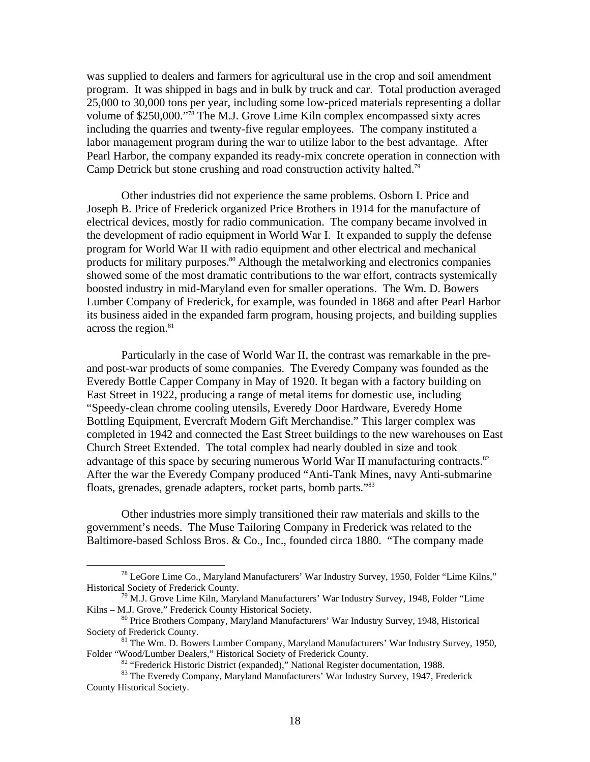was supplied to dealers and farmers for agricultural use in the crop and soil amendment program. It was shipped in bags and in bulk by truck and car. Total production averaged 25,000 to 30,000 tons per year, including some low-priced materials representing a dollar volume of $250,000."[78] The M.J. Grove Lime Kiln complex encompassed sixty acres including the quarries and twenty-five regular employees. The company instituted a labor management program during the war to utilize labor to the best advantage. After Pearl Harbor, the company expanded its ready-mix concrete operation in connection with Camp Detrick but stone crushing and road construction activity halted.[79]

Other industries did not experience the same problems. Osborn I. Price and Joseph B. Price of Frederick organized Price Brothers in 1914 for the manufacture of electrical devices, mostly for radio communication. The company became involved in the development of radio equipment in World War I. It expanded to supply the defense program for World War II with radio equipment and other electrical and mechanical products for military purposes.[80] Although the metalworking and electronics companies showed some of the most dramatic contributions to the war effort, contracts systemically boosted industry in mid-Maryland even for smaller operations. The Wm. D. Bowers Lumber Company of Frederick, for example, was founded in 1868 and after Pearl Harbor its business aided in the expanded farm program, housing projects, and building supplies across the region.[81]

Particularly in the case of World War II, the contrast was remarkable in the pre- and post-war products of some companies. The Everedy Company was founded as the Everedy Bottle Capper Company in May of 1920. It began with a factory building on East Street in 1922, producing a range of metal items for domestic use, including "Speedy-clean chrome cooling utensils, Everedy Door Hardware, Everedy Home Bottling Equipment, Evercraft Modern Gift Merchandise." This larger complex was completed in 1942 and connected the East Street buildings to the new warehouses on East Church Street Extended. The total complex had nearly doubled in size and took advantage of this space by securing numerous World War II manufacturing contracts.[82] After the war the Everedy Company produced "Anti-Tank Mines, navy Anti-submarine floats, grenades, grenade adapters, rocket parts, bomb parts."[83]

Other industries more simply transitioned their raw materials and skills to the government's needs. The Muse Tailoring Company in Frederick was related to the Baltimore-based Schloss Bros. & Co., Inc., founded circa 1880. "The company made

---

[78] LeGore Lime Co., Maryland Manufacturers' War Industry Survey, 1950, Folder "Lime Kilns," Historical Society of Frederick County.

[79] M.J. Grove Lime Kiln, Maryland Manufacturers' War Industry Survey, 1948, Folder "Lime Kilns – M.J. Grove," Frederick County Historical Society.

[80] Price Brothers Company, Maryland Manufacturers' War Industry Survey, 1948, Historical Society of Frederick County.

[81] The Wm. D. Bowers Lumber Company, Maryland Manufacturers' War Industry Survey, 1950, Folder "Wood/Lumber Dealers," Historical Society of Frederick County.

[82] "Frederick Historic District (expanded)," National Register documentation, 1988.

[83] The Everedy Company, Maryland Manufacturers' War Industry Survey, 1947, Frederick County Historical Society.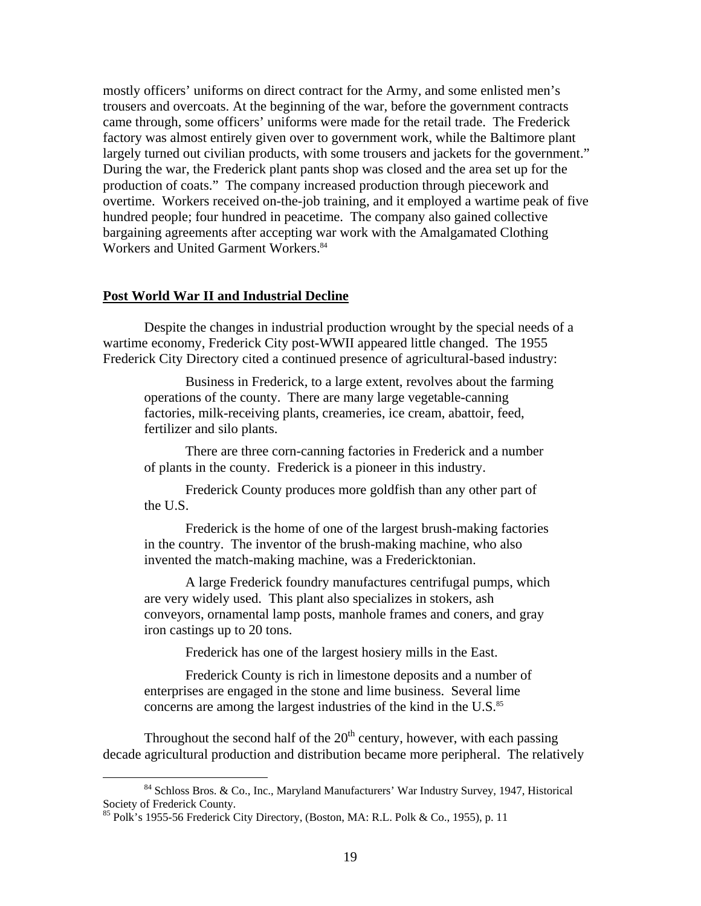mostly officers' uniforms on direct contract for the Army, and some enlisted men's trousers and overcoats. At the beginning of the war, before the government contracts came through, some officers' uniforms were made for the retail trade. The Frederick factory was almost entirely given over to government work, while the Baltimore plant largely turned out civilian products, with some trousers and jackets for the government." During the war, the Frederick plant pants shop was closed and the area set up for the production of coats." The company increased production through piecework and overtime. Workers received on-the-job training, and it employed a wartime peak of five hundred people; four hundred in peacetime. The company also gained collective bargaining agreements after accepting war work with the Amalgamated Clothing Workers and United Garment Workers.[84]

## Post World War II and Industrial Decline

Despite the changes in industrial production wrought by the special needs of a wartime economy, Frederick City post-WWII appeared little changed. The 1955 Frederick City Directory cited a continued presence of agricultural-based industry:

> Business in Frederick, to a large extent, revolves about the farming operations of the county. There are many large vegetable-canning factories, milk-receiving plants, creameries, ice cream, abattoir, feed, fertilizer and silo plants.
>
> There are three corn-canning factories in Frederick and a number of plants in the county. Frederick is a pioneer in this industry.
>
> Frederick County produces more goldfish than any other part of the U.S.
>
> Frederick is the home of one of the largest brush-making factories in the country. The inventor of the brush-making machine, who also invented the match-making machine, was a Fredericktonian.
>
> A large Frederick foundry manufactures centrifugal pumps, which are very widely used. This plant also specializes in stokers, ash conveyors, ornamental lamp posts, manhole frames and coners, and gray iron castings up to 20 tons.
>
> Frederick has one of the largest hosiery mills in the East.
>
> Frederick County is rich in limestone deposits and a number of enterprises are engaged in the stone and lime business. Several lime concerns are among the largest industries of the kind in the U.S.[85]

Throughout the second half of the 20th century, however, with each passing decade agricultural production and distribution became more peripheral. The relatively

---

[84] Schloss Bros. & Co., Inc., Maryland Manufacturers' War Industry Survey, 1947, Historical Society of Frederick County.

[85] Polk's 1955-56 Frederick City Directory, (Boston, MA: R.L. Polk & Co., 1955), p. 11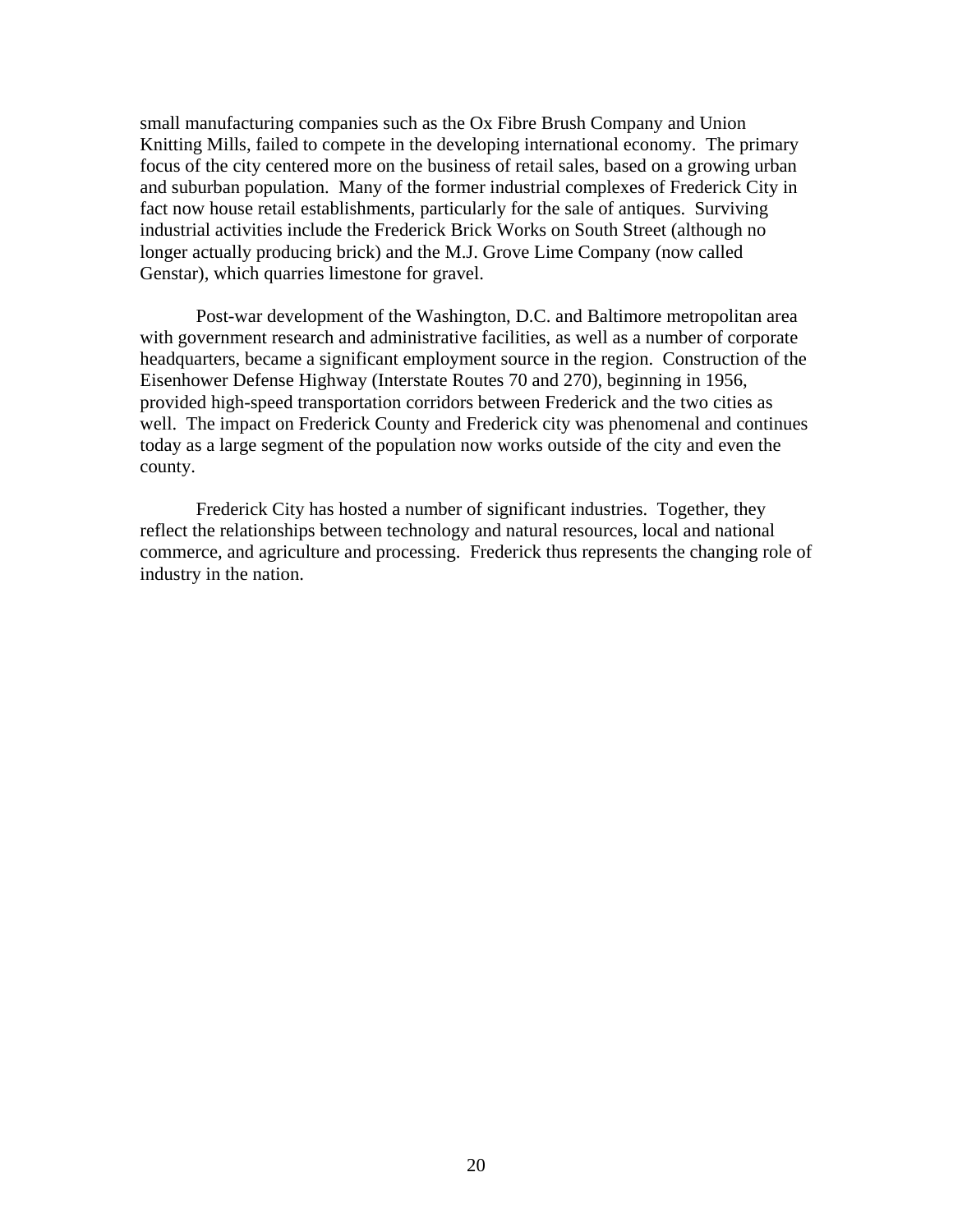small manufacturing companies such as the Ox Fibre Brush Company and Union Knitting Mills, failed to compete in the developing international economy. The primary focus of the city centered more on the business of retail sales, based on a growing urban and suburban population. Many of the former industrial complexes of Frederick City in fact now house retail establishments, particularly for the sale of antiques. Surviving industrial activities include the Frederick Brick Works on South Street (although no longer actually producing brick) and the M.J. Grove Lime Company (now called Genstar), which quarries limestone for gravel.

Post-war development of the Washington, D.C. and Baltimore metropolitan area with government research and administrative facilities, as well as a number of corporate headquarters, became a significant employment source in the region. Construction of the Eisenhower Defense Highway (Interstate Routes 70 and 270), beginning in 1956, provided high-speed transportation corridors between Frederick and the two cities as well. The impact on Frederick County and Frederick city was phenomenal and continues today as a large segment of the population now works outside of the city and even the county.

Frederick City has hosted a number of significant industries. Together, they reflect the relationships between technology and natural resources, local and national commerce, and agriculture and processing. Frederick thus represents the changing role of industry in the nation.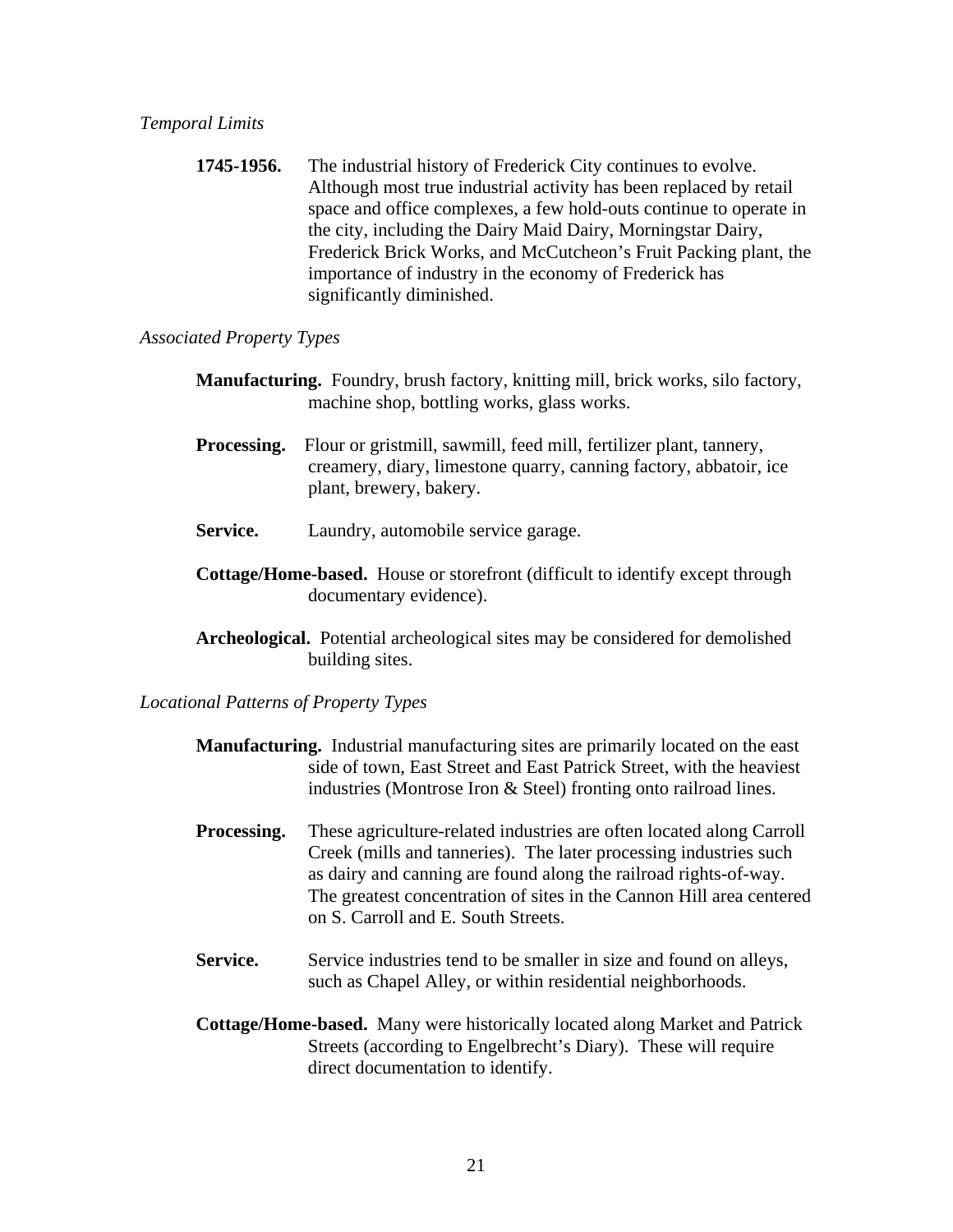*Temporal Limits*

**1745-1956.** The industrial history of Frederick City continues to evolve. Although most true industrial activity has been replaced by retail space and office complexes, a few hold-outs continue to operate in the city, including the Dairy Maid Dairy, Morningstar Dairy, Frederick Brick Works, and McCutcheon's Fruit Packing plant, the importance of industry in the economy of Frederick has significantly diminished.

*Associated Property Types*

**Manufacturing.** Foundry, brush factory, knitting mill, brick works, silo factory, machine shop, bottling works, glass works.

**Processing.** Flour or gristmill, sawmill, feed mill, fertilizer plant, tannery, creamery, diary, limestone quarry, canning factory, abbatoir, ice plant, brewery, bakery.

**Service.** Laundry, automobile service garage.

**Cottage/Home-based.** House or storefront (difficult to identify except through documentary evidence).

**Archeological.** Potential archeological sites may be considered for demolished building sites.

*Locational Patterns of Property Types*

**Manufacturing.** Industrial manufacturing sites are primarily located on the east side of town, East Street and East Patrick Street, with the heaviest industries (Montrose Iron & Steel) fronting onto railroad lines.

**Processing.** These agriculture-related industries are often located along Carroll Creek (mills and tanneries). The later processing industries such as dairy and canning are found along the railroad rights-of-way. The greatest concentration of sites in the Cannon Hill area centered on S. Carroll and E. South Streets.

**Service.** Service industries tend to be smaller in size and found on alleys, such as Chapel Alley, or within residential neighborhoods.

**Cottage/Home-based.** Many were historically located along Market and Patrick Streets (according to Engelbrecht's Diary). These will require direct documentation to identify.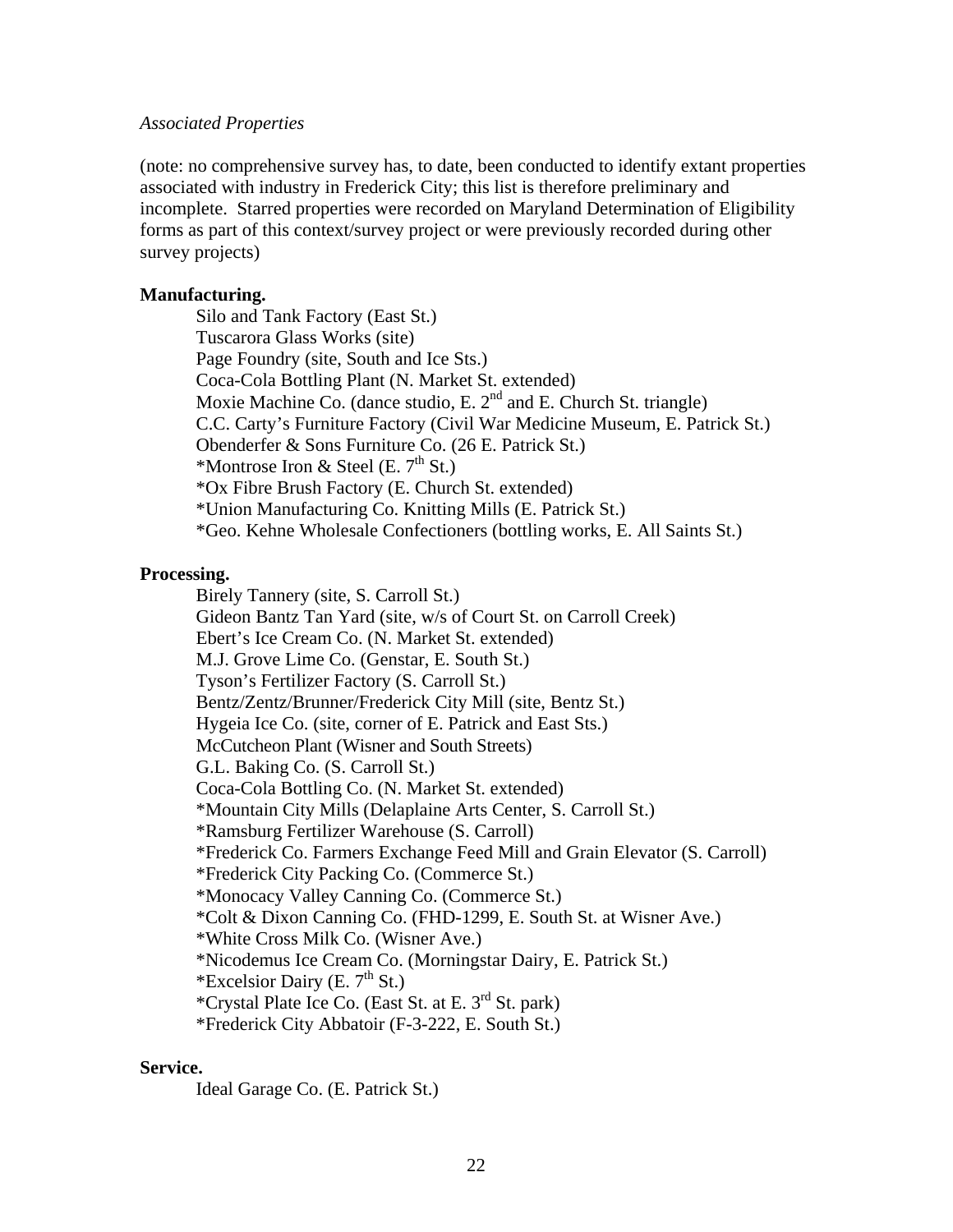*Associated Properties*

(note: no comprehensive survey has, to date, been conducted to identify extant properties associated with industry in Frederick City; this list is therefore preliminary and incomplete. Starred properties were recorded on Maryland Determination of Eligibility forms as part of this context/survey project or were previously recorded during other survey projects)

**Manufacturing.**

- Silo and Tank Factory (East St.)
- Tuscarora Glass Works (site)
- Page Foundry (site, South and Ice Sts.)
- Coca-Cola Bottling Plant (N. Market St. extended)
- Moxie Machine Co. (dance studio, E. 2nd and E. Church St. triangle)
- C.C. Carty's Furniture Factory (Civil War Medicine Museum, E. Patrick St.)
- Obenderfer & Sons Furniture Co. (26 E. Patrick St.)
- *Montrose Iron & Steel (E. 7th St.)
- *Ox Fibre Brush Factory (E. Church St. extended)
- *Union Manufacturing Co. Knitting Mills (E. Patrick St.)
- *Geo. Kehne Wholesale Confectioners (bottling works, E. All Saints St.)

**Processing.**

- Birely Tannery (site, S. Carroll St.)
- Gideon Bantz Tan Yard (site, w/s of Court St. on Carroll Creek)
- Ebert's Ice Cream Co. (N. Market St. extended)
- M.J. Grove Lime Co. (Genstar, E. South St.)
- Tyson's Fertilizer Factory (S. Carroll St.)
- Bentz/Zentz/Brunner/Frederick City Mill (site, Bentz St.)
- Hygeia Ice Co. (site, corner of E. Patrick and East Sts.)
- McCutcheon Plant (Wisner and South Streets)
- G.L. Baking Co. (S. Carroll St.)
- Coca-Cola Bottling Co. (N. Market St. extended)
- *Mountain City Mills (Delaplaine Arts Center, S. Carroll St.)
- *Ramsburg Fertilizer Warehouse (S. Carroll)
- *Frederick Co. Farmers Exchange Feed Mill and Grain Elevator (S. Carroll)
- *Frederick City Packing Co. (Commerce St.)
- *Monocacy Valley Canning Co. (Commerce St.)
- *Colt & Dixon Canning Co. (FHD-1299, E. South St. at Wisner Ave.)
- *White Cross Milk Co. (Wisner Ave.)
- *Nicodemus Ice Cream Co. (Morningstar Dairy, E. Patrick St.)
- *Excelsior Dairy (E. 7th St.)
- *Crystal Plate Ice Co. (East St. at E. 3rd St. park)
- *Frederick City Abbatoir (F-3-222, E. South St.)

**Service.**

- Ideal Garage Co. (E. Patrick St.)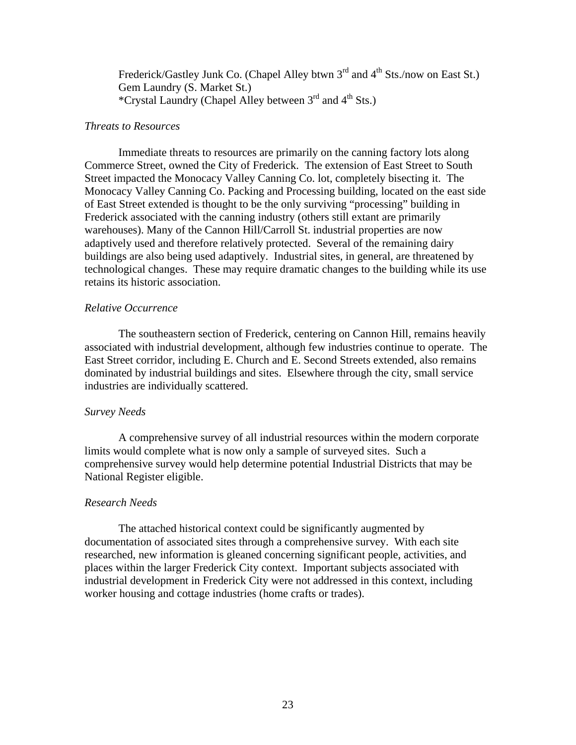Frederick/Gastley Junk Co. (Chapel Alley btwn 3rd and 4th Sts./now on East St.)
Gem Laundry (S. Market St.)
*Crystal Laundry (Chapel Alley between 3rd and 4th Sts.)

*Threats to Resources*

Immediate threats to resources are primarily on the canning factory lots along Commerce Street, owned the City of Frederick. The extension of East Street to South Street impacted the Monocacy Valley Canning Co. lot, completely bisecting it. The Monocacy Valley Canning Co. Packing and Processing building, located on the east side of East Street extended is thought to be the only surviving "processing" building in Frederick associated with the canning industry (others still extant are primarily warehouses). Many of the Cannon Hill/Carroll St. industrial properties are now adaptively used and therefore relatively protected. Several of the remaining dairy buildings are also being used adaptively. Industrial sites, in general, are threatened by technological changes. These may require dramatic changes to the building while its use retains its historic association.

*Relative Occurrence*

The southeastern section of Frederick, centering on Cannon Hill, remains heavily associated with industrial development, although few industries continue to operate. The East Street corridor, including E. Church and E. Second Streets extended, also remains dominated by industrial buildings and sites. Elsewhere through the city, small service industries are individually scattered.

*Survey Needs*

A comprehensive survey of all industrial resources within the modern corporate limits would complete what is now only a sample of surveyed sites. Such a comprehensive survey would help determine potential Industrial Districts that may be National Register eligible.

*Research Needs*

The attached historical context could be significantly augmented by documentation of associated sites through a comprehensive survey. With each site researched, new information is gleaned concerning significant people, activities, and places within the larger Frederick City context. Important subjects associated with industrial development in Frederick City were not addressed in this context, including worker housing and cottage industries (home crafts or trades).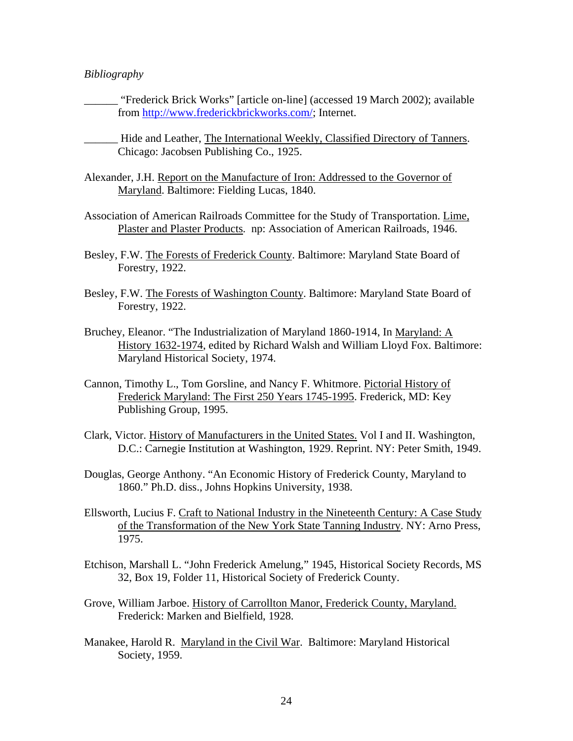*Bibliography*

______ "Frederick Brick Works" [article on-line] (accessed 19 March 2002); available from http://www.frederickbrickworks.com/; Internet.

______ Hide and Leather, The International Weekly, Classified Directory of Tanners. Chicago: Jacobsen Publishing Co., 1925.

Alexander, J.H. Report on the Manufacture of Iron: Addressed to the Governor of Maryland. Baltimore: Fielding Lucas, 1840.

Association of American Railroads Committee for the Study of Transportation. Lime, Plaster and Plaster Products. np: Association of American Railroads, 1946.

Besley, F.W. The Forests of Frederick County. Baltimore: Maryland State Board of Forestry, 1922.

Besley, F.W. The Forests of Washington County. Baltimore: Maryland State Board of Forestry, 1922.

Bruchey, Eleanor. "The Industrialization of Maryland 1860-1914, In Maryland: A History 1632-1974, edited by Richard Walsh and William Lloyd Fox. Baltimore: Maryland Historical Society, 1974.

Cannon, Timothy L., Tom Gorsline, and Nancy F. Whitmore. Pictorial History of Frederick Maryland: The First 250 Years 1745-1995. Frederick, MD: Key Publishing Group, 1995.

Clark, Victor. History of Manufacturers in the United States. Vol I and II. Washington, D.C.: Carnegie Institution at Washington, 1929. Reprint. NY: Peter Smith, 1949.

Douglas, George Anthony. "An Economic History of Frederick County, Maryland to 1860." Ph.D. diss., Johns Hopkins University, 1938.

Ellsworth, Lucius F. Craft to National Industry in the Nineteenth Century: A Case Study of the Transformation of the New York State Tanning Industry. NY: Arno Press, 1975.

Etchison, Marshall L. "John Frederick Amelung," 1945, Historical Society Records, MS 32, Box 19, Folder 11, Historical Society of Frederick County.

Grove, William Jarboe. History of Carrollton Manor, Frederick County, Maryland. Frederick: Marken and Bielfield, 1928.

Manakee, Harold R. Maryland in the Civil War. Baltimore: Maryland Historical Society, 1959.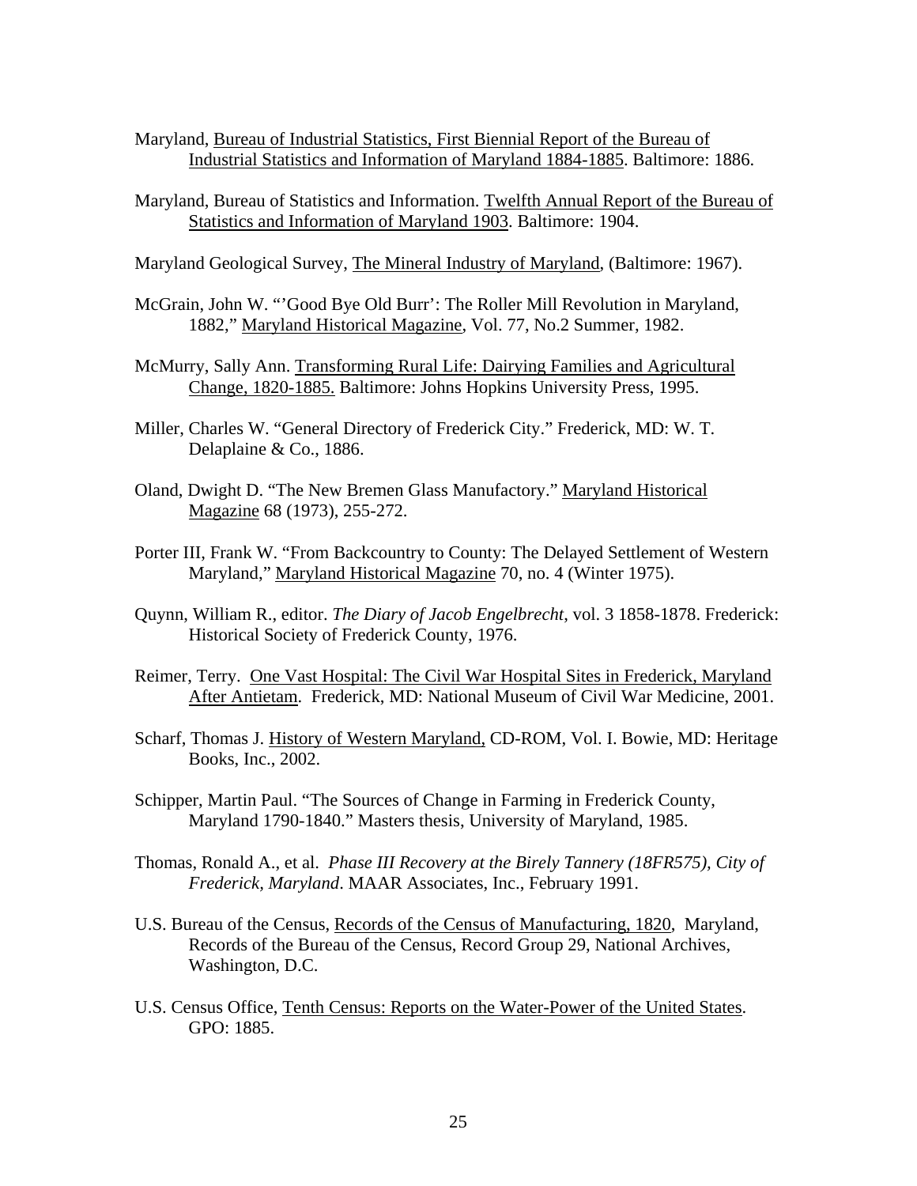Maryland, Bureau of Industrial Statistics, First Biennial Report of the Bureau of Industrial Statistics and Information of Maryland 1884-1885. Baltimore: 1886.

Maryland, Bureau of Statistics and Information. Twelfth Annual Report of the Bureau of Statistics and Information of Maryland 1903. Baltimore: 1904.

Maryland Geological Survey, The Mineral Industry of Maryland, (Baltimore: 1967).

McGrain, John W. "'Good Bye Old Burr': The Roller Mill Revolution in Maryland, 1882," Maryland Historical Magazine, Vol. 77, No.2 Summer, 1982.

McMurry, Sally Ann. Transforming Rural Life: Dairying Families and Agricultural Change, 1820-1885. Baltimore: Johns Hopkins University Press, 1995.

Miller, Charles W. "General Directory of Frederick City." Frederick, MD: W. T. Delaplaine & Co., 1886.

Oland, Dwight D. "The New Bremen Glass Manufactory." Maryland Historical Magazine 68 (1973), 255-272.

Porter III, Frank W. "From Backcountry to County: The Delayed Settlement of Western Maryland," Maryland Historical Magazine 70, no. 4 (Winter 1975).

Quynn, William R., editor. *The Diary of Jacob Engelbrecht*, vol. 3 1858-1878. Frederick: Historical Society of Frederick County, 1976.

Reimer, Terry. One Vast Hospital: The Civil War Hospital Sites in Frederick, Maryland After Antietam. Frederick, MD: National Museum of Civil War Medicine, 2001.

Scharf, Thomas J. History of Western Maryland, CD-ROM, Vol. I. Bowie, MD: Heritage Books, Inc., 2002.

Schipper, Martin Paul. "The Sources of Change in Farming in Frederick County, Maryland 1790-1840." Masters thesis, University of Maryland, 1985.

Thomas, Ronald A., et al. *Phase III Recovery at the Birely Tannery (18FR575), City of Frederick, Maryland*. MAAR Associates, Inc., February 1991.

U.S. Bureau of the Census, Records of the Census of Manufacturing, 1820, Maryland, Records of the Bureau of the Census, Record Group 29, National Archives, Washington, D.C.

U.S. Census Office, Tenth Census: Reports on the Water-Power of the United States. GPO: 1885.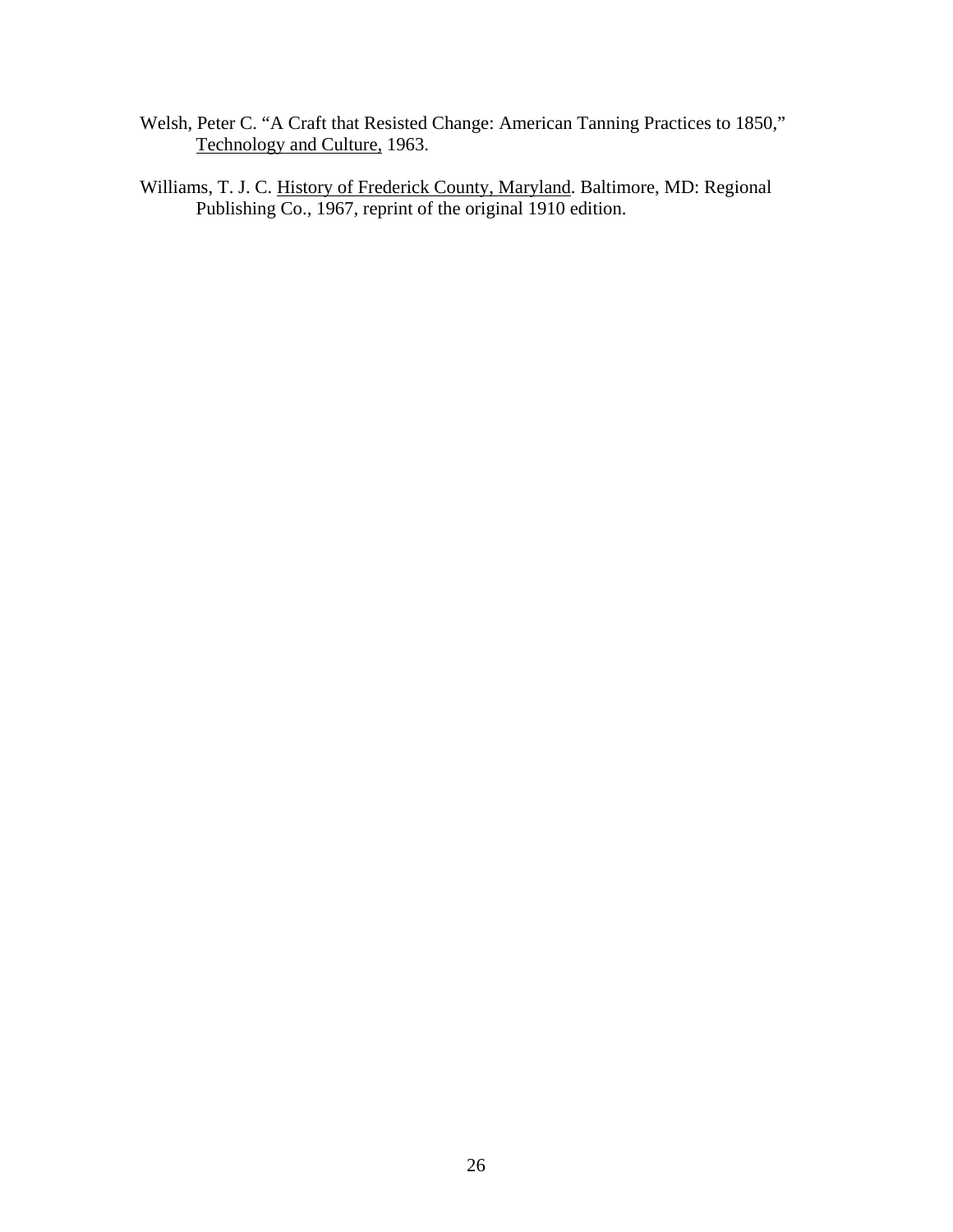Welsh, Peter C. "A Craft that Resisted Change: American Tanning Practices to 1850," <u>Technology and Culture,</u> 1963.

Williams, T. J. C. <u>History of Frederick County, Maryland</u>. Baltimore, MD: Regional Publishing Co., 1967, reprint of the original 1910 edition.